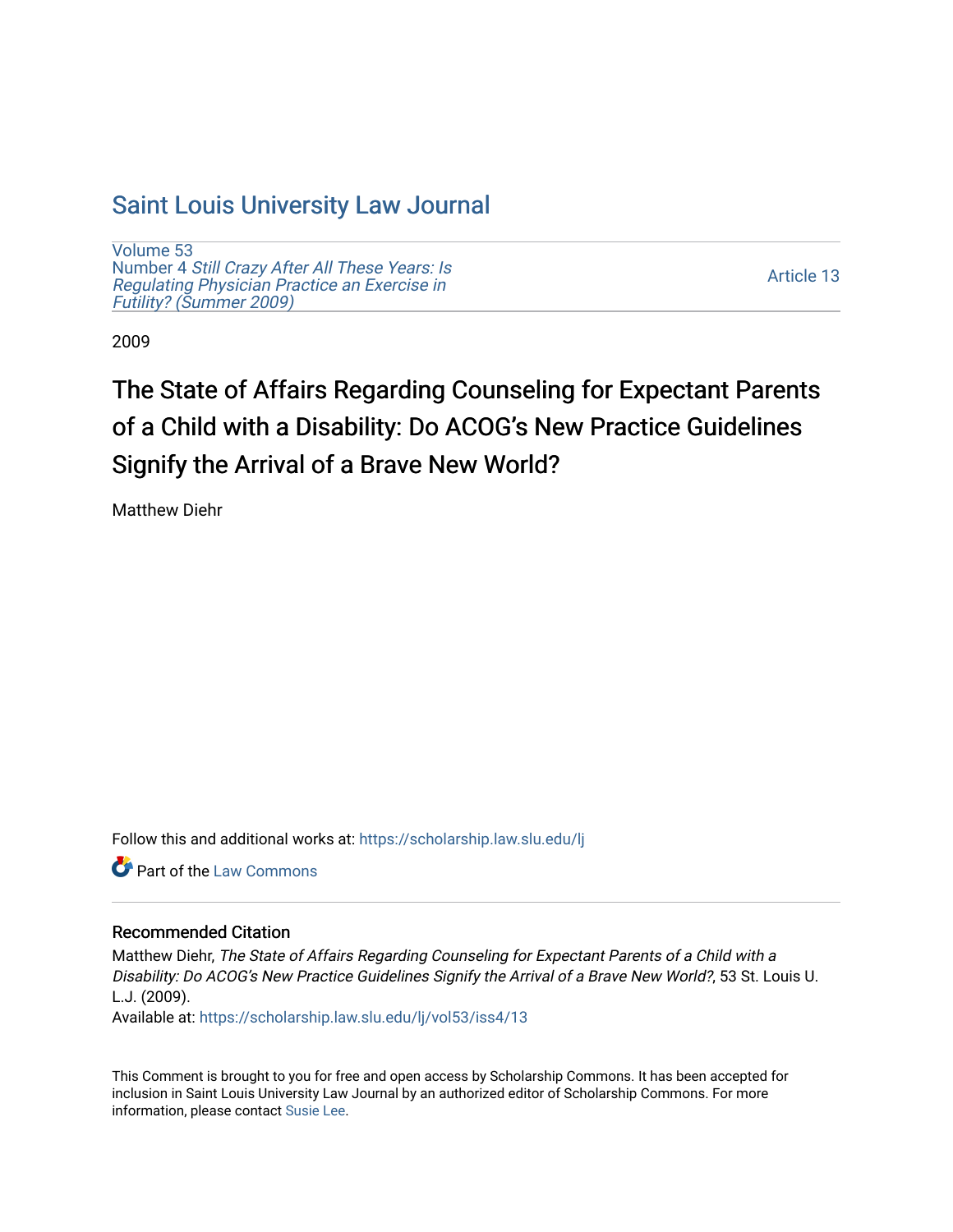# Saint Louis University Law Journal

Volume 53
Number 4 *Still Crazy After All These Years: Is Regulating Physician Practice an Exercise in Futility? (Summer 2009)*

Article 13

2009

## The State of Affairs Regarding Counseling for Expectant Parents of a Child with a Disability: Do ACOG's New Practice Guidelines Signify the Arrival of a Brave New World?

Matthew Diehr

Follow this and additional works at: https://scholarship.law.slu.edu/lj

Part of the Law Commons

### Recommended Citation

Matthew Diehr, *The State of Affairs Regarding Counseling for Expectant Parents of a Child with a Disability: Do ACOG's New Practice Guidelines Signify the Arrival of a Brave New World?*, 53 St. Louis U. L.J. (2009).
Available at: https://scholarship.law.slu.edu/lj/vol53/iss4/13

This Comment is brought to you for free and open access by Scholarship Commons. It has been accepted for inclusion in Saint Louis University Law Journal by an authorized editor of Scholarship Commons. For more information, please contact Susie Lee.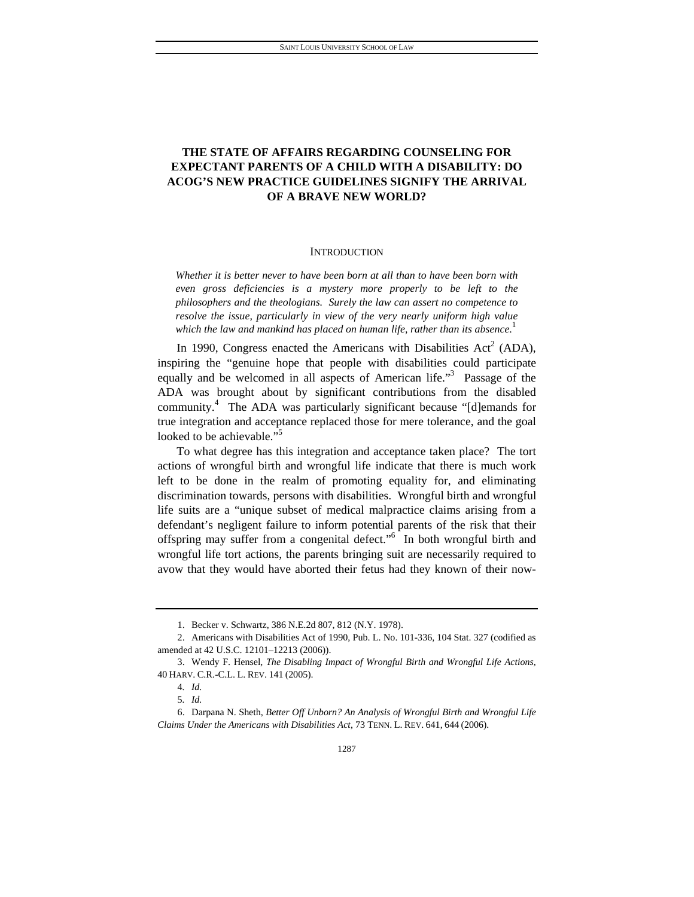# THE STATE OF AFFAIRS REGARDING COUNSELING FOR EXPECTANT PARENTS OF A CHILD WITH A DISABILITY: DO ACOG'S NEW PRACTICE GUIDELINES SIGNIFY THE ARRIVAL OF A BRAVE NEW WORLD?

## INTRODUCTION

> *Whether it is better never to have been born at all than to have been born with even gross deficiencies is a mystery more properly to be left to the philosophers and the theologians. Surely the law can assert no competence to resolve the issue, particularly in view of the very nearly uniform high value which the law and mankind has placed on human life, rather than its absence.*[1]

In 1990, Congress enacted the Americans with Disabilities Act[2] (ADA), inspiring the "genuine hope that people with disabilities could participate equally and be welcomed in all aspects of American life."[3] Passage of the ADA was brought about by significant contributions from the disabled community.[4] The ADA was particularly significant because "[d]emands for true integration and acceptance replaced those for mere tolerance, and the goal looked to be achievable."[5]

To what degree has this integration and acceptance taken place? The tort actions of wrongful birth and wrongful life indicate that there is much work left to be done in the realm of promoting equality for, and eliminating discrimination towards, persons with disabilities. Wrongful birth and wrongful life suits are a "unique subset of medical malpractice claims arising from a defendant's negligent failure to inform potential parents of the risk that their offspring may suffer from a congenital defect."[6] In both wrongful birth and wrongful life tort actions, the parents bringing suit are necessarily required to avow that they would have aborted their fetus had they known of their now-

---

1. Becker v. Schwartz, 386 N.E.2d 807, 812 (N.Y. 1978).

2. Americans with Disabilities Act of 1990, Pub. L. No. 101-336, 104 Stat. 327 (codified as amended at 42 U.S.C. 12101–12213 (2006)).

3. Wendy F. Hensel, *The Disabling Impact of Wrongful Birth and Wrongful Life Actions*, 40 HARV. C.R.-C.L. L. REV. 141 (2005).

4. *Id.*

5. *Id.*

6. Darpana N. Sheth, *Better Off Unborn? An Analysis of Wrongful Birth and Wrongful Life Claims Under the Americans with Disabilities Act*, 73 TENN. L. REV. 641, 644 (2006).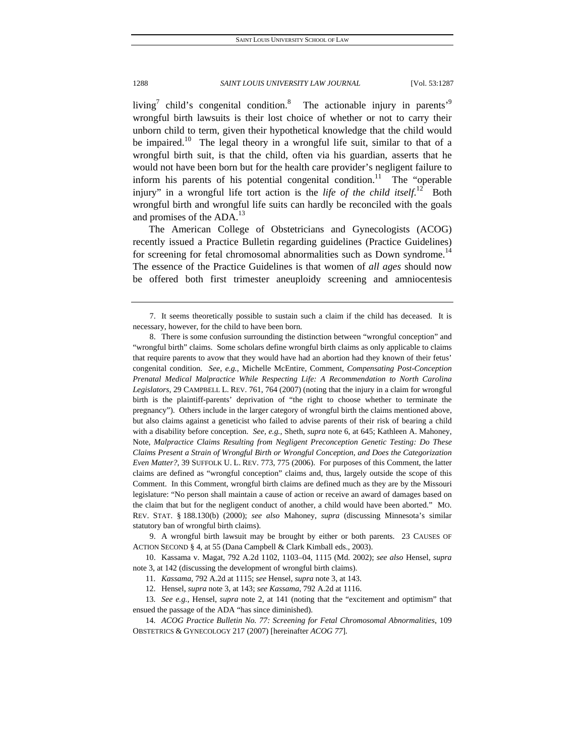living[7] child's congenital condition.[8] The actionable injury in parents'[9] wrongful birth lawsuits is their lost choice of whether or not to carry their unborn child to term, given their hypothetical knowledge that the child would be impaired.[10] The legal theory in a wrongful life suit, similar to that of a wrongful birth suit, is that the child, often via his guardian, asserts that he would not have been born but for the health care provider's negligent failure to inform his parents of his potential congenital condition.[11] The "operable injury" in a wrongful life tort action is the *life of the child itself*.[12] Both wrongful birth and wrongful life suits can hardly be reconciled with the goals and promises of the ADA.[13]

The American College of Obstetricians and Gynecologists (ACOG) recently issued a Practice Bulletin regarding guidelines (Practice Guidelines) for screening for fetal chromosomal abnormalities such as Down syndrome.[14] The essence of the Practice Guidelines is that women of *all ages* should now be offered both first trimester aneuploidy screening and amniocentesis

---

7. It seems theoretically possible to sustain such a claim if the child has deceased. It is necessary, however, for the child to have been born.

8. There is some confusion surrounding the distinction between "wrongful conception" and "wrongful birth" claims. Some scholars define wrongful birth claims as only applicable to claims that require parents to avow that they would have had an abortion had they known of their fetus' congenital condition. *See, e.g.*, Michelle McEntire, Comment, *Compensating Post-Conception Prenatal Medical Malpractice While Respecting Life: A Recommendation to North Carolina Legislators*, 29 CAMPBELL L. REV. 761, 764 (2007) (noting that the injury in a claim for wrongful birth is the plaintiff-parents' deprivation of "the right to choose whether to terminate the pregnancy"). Others include in the larger category of wrongful birth the claims mentioned above, but also claims against a geneticist who failed to advise parents of their risk of bearing a child with a disability before conception. *See, e.g.*, Sheth, *supra* note 6, at 645; Kathleen A. Mahoney, Note, *Malpractice Claims Resulting from Negligent Preconception Genetic Testing: Do These Claims Present a Strain of Wrongful Birth or Wrongful Conception, and Does the Categorization Even Matter?*, 39 SUFFOLK U. L. REV. 773, 775 (2006). For purposes of this Comment, the latter claims are defined as "wrongful conception" claims and, thus, largely outside the scope of this Comment. In this Comment, wrongful birth claims are defined much as they are by the Missouri legislature: "No person shall maintain a cause of action or receive an award of damages based on the claim that but for the negligent conduct of another, a child would have been aborted." MO. REV. STAT. § 188.130(b) (2000); *see also* Mahoney, *supra* (discussing Minnesota's similar statutory ban of wrongful birth claims).

9. A wrongful birth lawsuit may be brought by either or both parents. 23 CAUSES OF ACTION SECOND § 4, at 55 (Dana Campbell & Clark Kimball eds., 2003).

10. Kassama v. Magat, 792 A.2d 1102, 1103–04, 1115 (Md. 2002); *see also* Hensel, *supra* note 3, at 142 (discussing the development of wrongful birth claims).

11. *Kassama*, 792 A.2d at 1115; *see* Hensel, *supra* note 3, at 143.

12. Hensel, *supra* note 3, at 143; *see Kassama*, 792 A.2d at 1116.

13. *See e.g.*, Hensel, *supra* note 2, at 141 (noting that the "excitement and optimism" that ensued the passage of the ADA "has since diminished).

14. *ACOG Practice Bulletin No. 77: Screening for Fetal Chromosomal Abnormalities*, 109 OBSTETRICS & GYNECOLOGY 217 (2007) [hereinafter *ACOG 77*].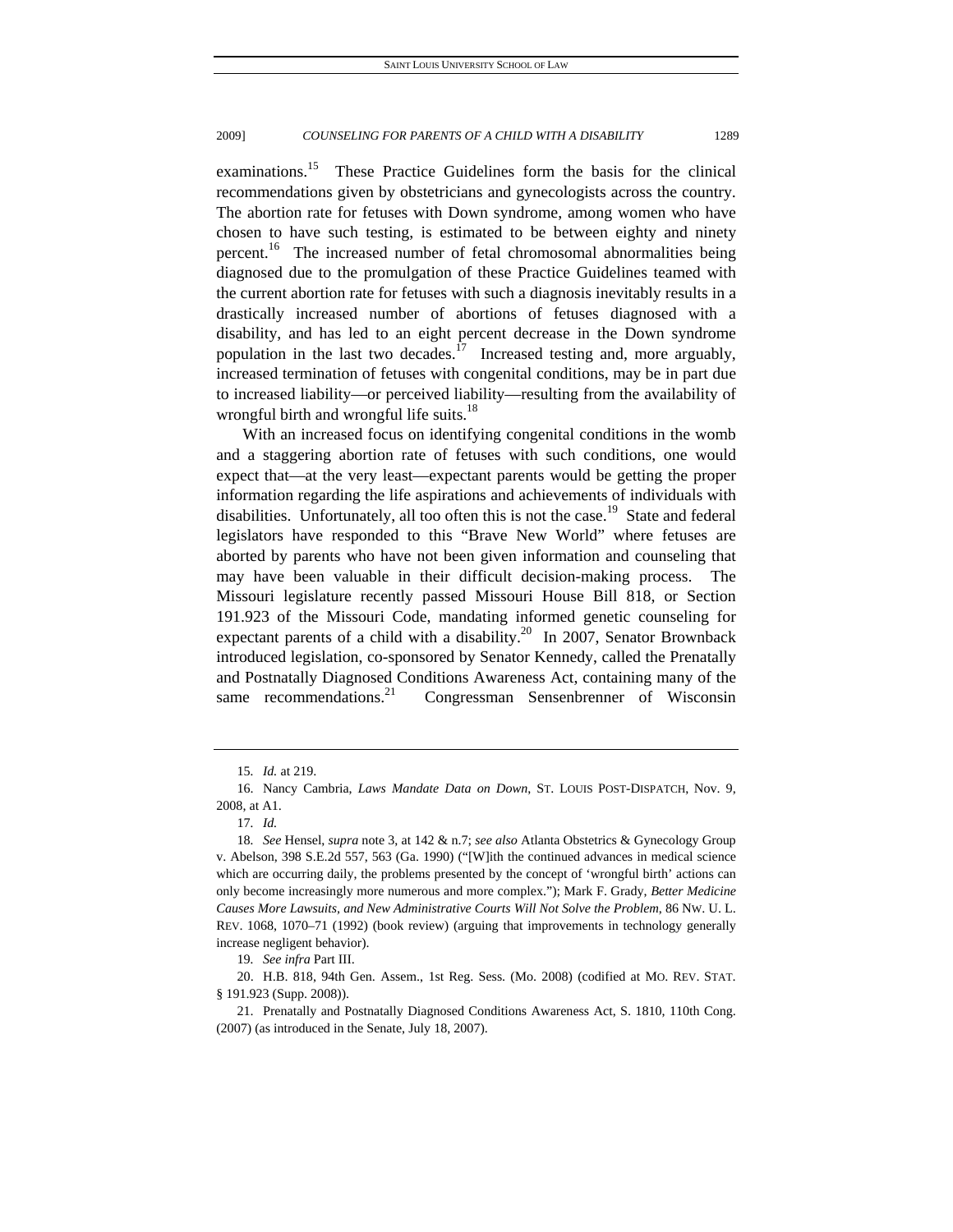examinations.[15] These Practice Guidelines form the basis for the clinical recommendations given by obstetricians and gynecologists across the country. The abortion rate for fetuses with Down syndrome, among women who have chosen to have such testing, is estimated to be between eighty and ninety percent.[16] The increased number of fetal chromosomal abnormalities being diagnosed due to the promulgation of these Practice Guidelines teamed with the current abortion rate for fetuses with such a diagnosis inevitably results in a drastically increased number of abortions of fetuses diagnosed with a disability, and has led to an eight percent decrease in the Down syndrome population in the last two decades.[17] Increased testing and, more arguably, increased termination of fetuses with congenital conditions, may be in part due to increased liability—or perceived liability—resulting from the availability of wrongful birth and wrongful life suits.[18]

With an increased focus on identifying congenital conditions in the womb and a staggering abortion rate of fetuses with such conditions, one would expect that—at the very least—expectant parents would be getting the proper information regarding the life aspirations and achievements of individuals with disabilities. Unfortunately, all too often this is not the case.[19] State and federal legislators have responded to this "Brave New World" where fetuses are aborted by parents who have not been given information and counseling that may have been valuable in their difficult decision-making process. The Missouri legislature recently passed Missouri House Bill 818, or Section 191.923 of the Missouri Code, mandating informed genetic counseling for expectant parents of a child with a disability.[20] In 2007, Senator Brownback introduced legislation, co-sponsored by Senator Kennedy, called the Prenatally and Postnatally Diagnosed Conditions Awareness Act, containing many of the same recommendations.[21] Congressman Sensenbrenner of Wisconsin

---

15. *Id.* at 219.

16. Nancy Cambria, *Laws Mandate Data on Down*, ST. LOUIS POST-DISPATCH, Nov. 9, 2008, at A1.

17. *Id.*

18. *See* Hensel, *supra* note 3, at 142 & n.7; *see also* Atlanta Obstetrics & Gynecology Group v. Abelson, 398 S.E.2d 557, 563 (Ga. 1990) ("[W]ith the continued advances in medical science which are occurring daily, the problems presented by the concept of 'wrongful birth' actions can only become increasingly more numerous and more complex."); Mark F. Grady, *Better Medicine Causes More Lawsuits, and New Administrative Courts Will Not Solve the Problem*, 86 NW. U. L. REV. 1068, 1070–71 (1992) (book review) (arguing that improvements in technology generally increase negligent behavior).

19. *See infra* Part III.

20. H.B. 818, 94th Gen. Assem., 1st Reg. Sess. (Mo. 2008) (codified at MO. REV. STAT. § 191.923 (Supp. 2008)).

21. Prenatally and Postnatally Diagnosed Conditions Awareness Act, S. 1810, 110th Cong. (2007) (as introduced in the Senate, July 18, 2007).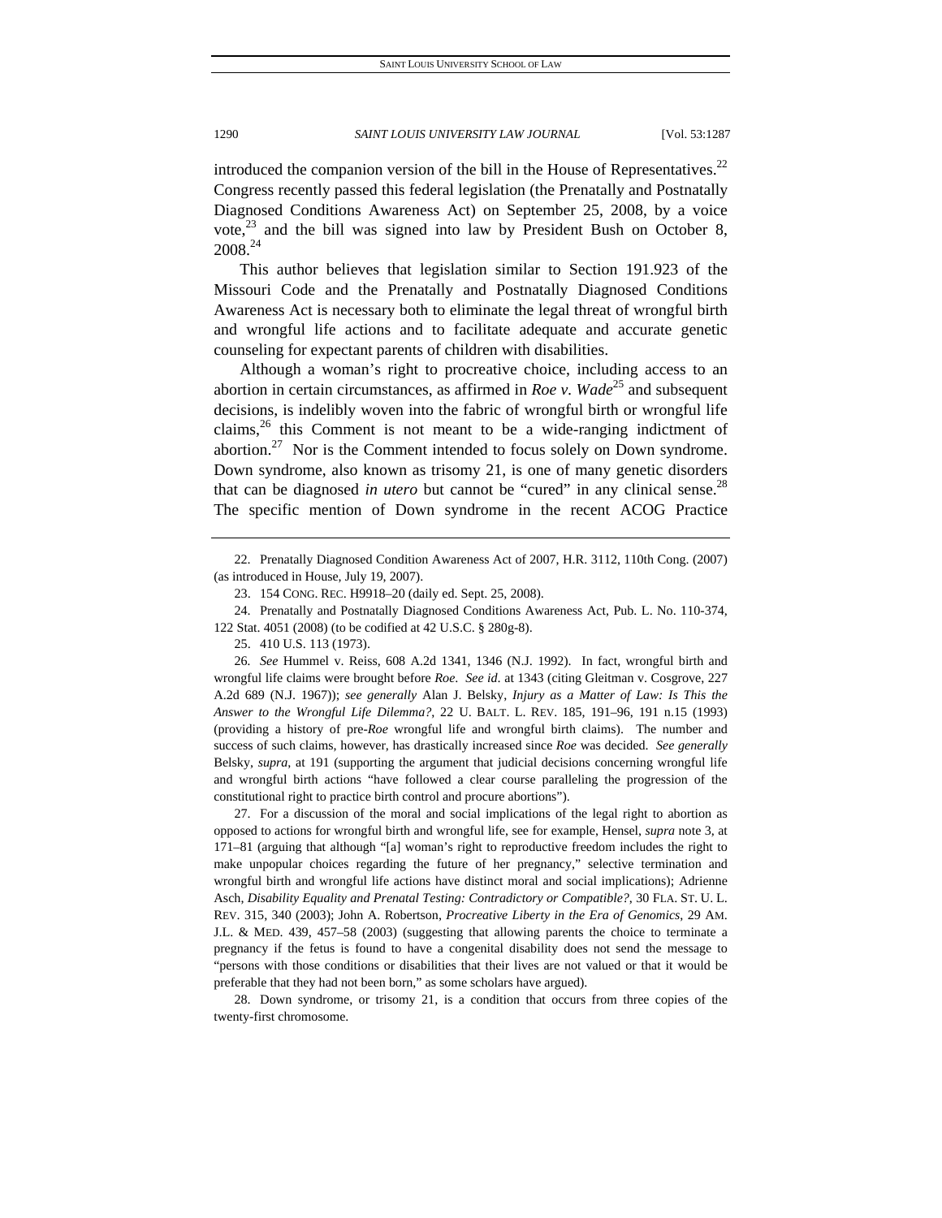introduced the companion version of the bill in the House of Representatives.[22] Congress recently passed this federal legislation (the Prenatally and Postnatally Diagnosed Conditions Awareness Act) on September 25, 2008, by a voice vote,[23] and the bill was signed into law by President Bush on October 8, 2008.[24]

This author believes that legislation similar to Section 191.923 of the Missouri Code and the Prenatally and Postnatally Diagnosed Conditions Awareness Act is necessary both to eliminate the legal threat of wrongful birth and wrongful life actions and to facilitate adequate and accurate genetic counseling for expectant parents of children with disabilities.

Although a woman's right to procreative choice, including access to an abortion in certain circumstances, as affirmed in *Roe v. Wade*[25] and subsequent decisions, is indelibly woven into the fabric of wrongful birth or wrongful life claims,[26] this Comment is not meant to be a wide-ranging indictment of abortion.[27] Nor is the Comment intended to focus solely on Down syndrome. Down syndrome, also known as trisomy 21, is one of many genetic disorders that can be diagnosed *in utero* but cannot be "cured" in any clinical sense.[28] The specific mention of Down syndrome in the recent ACOG Practice

---

22. Prenatally Diagnosed Condition Awareness Act of 2007, H.R. 3112, 110th Cong. (2007) (as introduced in House, July 19, 2007).

23. 154 CONG. REC. H9918–20 (daily ed. Sept. 25, 2008).

24. Prenatally and Postnatally Diagnosed Conditions Awareness Act, Pub. L. No. 110-374, 122 Stat. 4051 (2008) (to be codified at 42 U.S.C. § 280g-8).

25. 410 U.S. 113 (1973).

26. *See* Hummel v. Reiss, 608 A.2d 1341, 1346 (N.J. 1992). In fact, wrongful birth and wrongful life claims were brought before *Roe*. *See id.* at 1343 (citing Gleitman v. Cosgrove, 227 A.2d 689 (N.J. 1967)); *see generally* Alan J. Belsky, *Injury as a Matter of Law: Is This the Answer to the Wrongful Life Dilemma?*, 22 U. BALT. L. REV. 185, 191–96, 191 n.15 (1993) (providing a history of pre-*Roe* wrongful life and wrongful birth claims). The number and success of such claims, however, has drastically increased since *Roe* was decided. *See generally* Belsky, *supra*, at 191 (supporting the argument that judicial decisions concerning wrongful life and wrongful birth actions "have followed a clear course paralleling the progression of the constitutional right to practice birth control and procure abortions").

27. For a discussion of the moral and social implications of the legal right to abortion as opposed to actions for wrongful birth and wrongful life, see for example, Hensel, *supra* note 3, at 171–81 (arguing that although "[a] woman's right to reproductive freedom includes the right to make unpopular choices regarding the future of her pregnancy," selective termination and wrongful birth and wrongful life actions have distinct moral and social implications); Adrienne Asch, *Disability Equality and Prenatal Testing: Contradictory or Compatible?*, 30 FLA. ST. U. L. REV. 315, 340 (2003); John A. Robertson, *Procreative Liberty in the Era of Genomics*, 29 AM. J.L. & MED. 439, 457–58 (2003) (suggesting that allowing parents the choice to terminate a pregnancy if the fetus is found to have a congenital disability does not send the message to "persons with those conditions or disabilities that their lives are not valued or that it would be preferable that they had not been born," as some scholars have argued).

28. Down syndrome, or trisomy 21, is a condition that occurs from three copies of the twenty-first chromosome.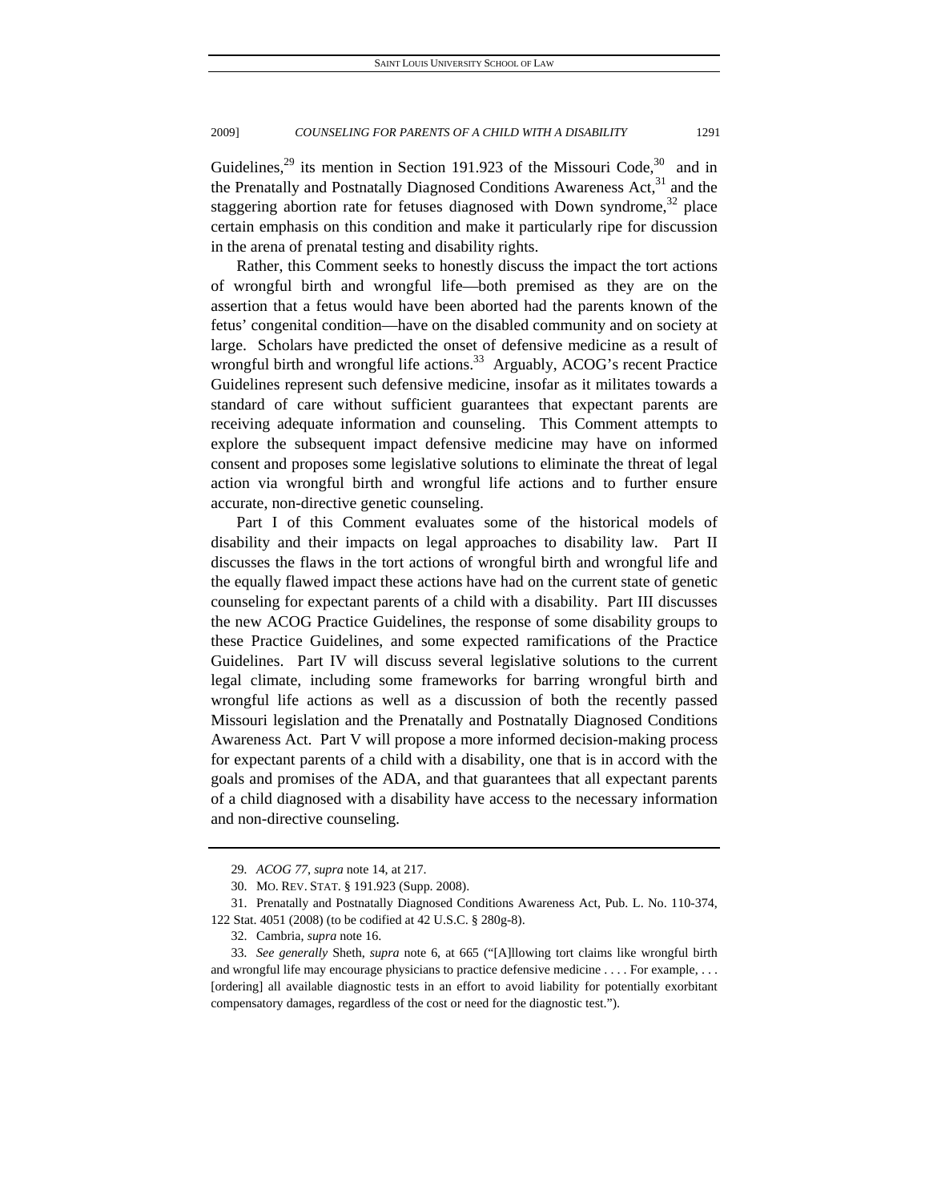Guidelines,[29] its mention in Section 191.923 of the Missouri Code,[30] and in the Prenatally and Postnatally Diagnosed Conditions Awareness Act,[31] and the staggering abortion rate for fetuses diagnosed with Down syndrome,[32] place certain emphasis on this condition and make it particularly ripe for discussion in the arena of prenatal testing and disability rights.

Rather, this Comment seeks to honestly discuss the impact the tort actions of wrongful birth and wrongful life—both premised as they are on the assertion that a fetus would have been aborted had the parents known of the fetus' congenital condition—have on the disabled community and on society at large. Scholars have predicted the onset of defensive medicine as a result of wrongful birth and wrongful life actions.[33] Arguably, ACOG's recent Practice Guidelines represent such defensive medicine, insofar as it militates towards a standard of care without sufficient guarantees that expectant parents are receiving adequate information and counseling. This Comment attempts to explore the subsequent impact defensive medicine may have on informed consent and proposes some legislative solutions to eliminate the threat of legal action via wrongful birth and wrongful life actions and to further ensure accurate, non-directive genetic counseling.

Part I of this Comment evaluates some of the historical models of disability and their impacts on legal approaches to disability law. Part II discusses the flaws in the tort actions of wrongful birth and wrongful life and the equally flawed impact these actions have had on the current state of genetic counseling for expectant parents of a child with a disability. Part III discusses the new ACOG Practice Guidelines, the response of some disability groups to these Practice Guidelines, and some expected ramifications of the Practice Guidelines. Part IV will discuss several legislative solutions to the current legal climate, including some frameworks for barring wrongful birth and wrongful life actions as well as a discussion of both the recently passed Missouri legislation and the Prenatally and Postnatally Diagnosed Conditions Awareness Act. Part V will propose a more informed decision-making process for expectant parents of a child with a disability, one that is in accord with the goals and promises of the ADA, and that guarantees that all expectant parents of a child diagnosed with a disability have access to the necessary information and non-directive counseling.

---

29. *ACOG 77*, *supra* note 14, at 217.

30. MO. REV. STAT. § 191.923 (Supp. 2008).

31. Prenatally and Postnatally Diagnosed Conditions Awareness Act, Pub. L. No. 110-374, 122 Stat. 4051 (2008) (to be codified at 42 U.S.C. § 280g-8).

32. Cambria, *supra* note 16.

33. *See generally* Sheth, *supra* note 6, at 665 ("[A]llowing tort claims like wrongful birth and wrongful life may encourage physicians to practice defensive medicine . . . . For example, . . . [ordering] all available diagnostic tests in an effort to avoid liability for potentially exorbitant compensatory damages, regardless of the cost or need for the diagnostic test.").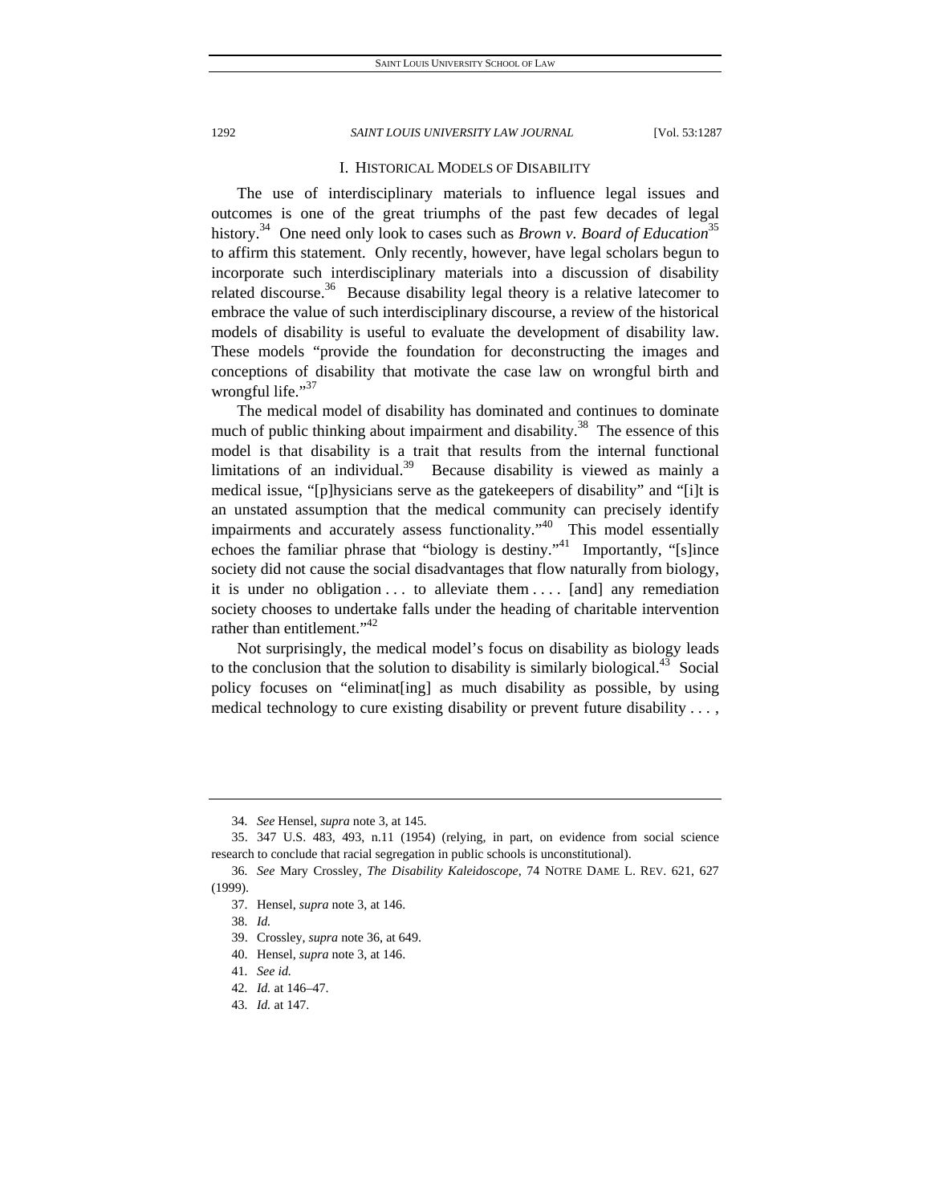## I. HISTORICAL MODELS OF DISABILITY

The use of interdisciplinary materials to influence legal issues and outcomes is one of the great triumphs of the past few decades of legal history.[34] One need only look to cases such as *Brown v. Board of Education*[35] to affirm this statement. Only recently, however, have legal scholars begun to incorporate such interdisciplinary materials into a discussion of disability related discourse.[36] Because disability legal theory is a relative latecomer to embrace the value of such interdisciplinary discourse, a review of the historical models of disability is useful to evaluate the development of disability law. These models "provide the foundation for deconstructing the images and conceptions of disability that motivate the case law on wrongful birth and wrongful life."[37]

The medical model of disability has dominated and continues to dominate much of public thinking about impairment and disability.[38] The essence of this model is that disability is a trait that results from the internal functional limitations of an individual.[39] Because disability is viewed as mainly a medical issue, "[p]hysicians serve as the gatekeepers of disability" and "[i]t is an unstated assumption that the medical community can precisely identify impairments and accurately assess functionality."[40] This model essentially echoes the familiar phrase that "biology is destiny."[41] Importantly, "[s]ince society did not cause the social disadvantages that flow naturally from biology, it is under no obligation . . . to alleviate them . . . . [and] any remediation society chooses to undertake falls under the heading of charitable intervention rather than entitlement."[42]

Not surprisingly, the medical model's focus on disability as biology leads to the conclusion that the solution to disability is similarly biological.[43] Social policy focuses on "eliminat[ing] as much disability as possible, by using medical technology to cure existing disability or prevent future disability . . . ,

---

34. *See* Hensel, *supra* note 3, at 145.

35. 347 U.S. 483, 493, n.11 (1954) (relying, in part, on evidence from social science research to conclude that racial segregation in public schools is unconstitutional).

36. *See* Mary Crossley, *The Disability Kaleidoscope*, 74 NOTRE DAME L. REV. 621, 627 (1999).

37. Hensel, *supra* note 3, at 146.

38. *Id.*

39. Crossley, *supra* note 36, at 649.

40. Hensel, *supra* note 3, at 146.

41. *See id.*

42. *Id.* at 146–47.

43. *Id.* at 147.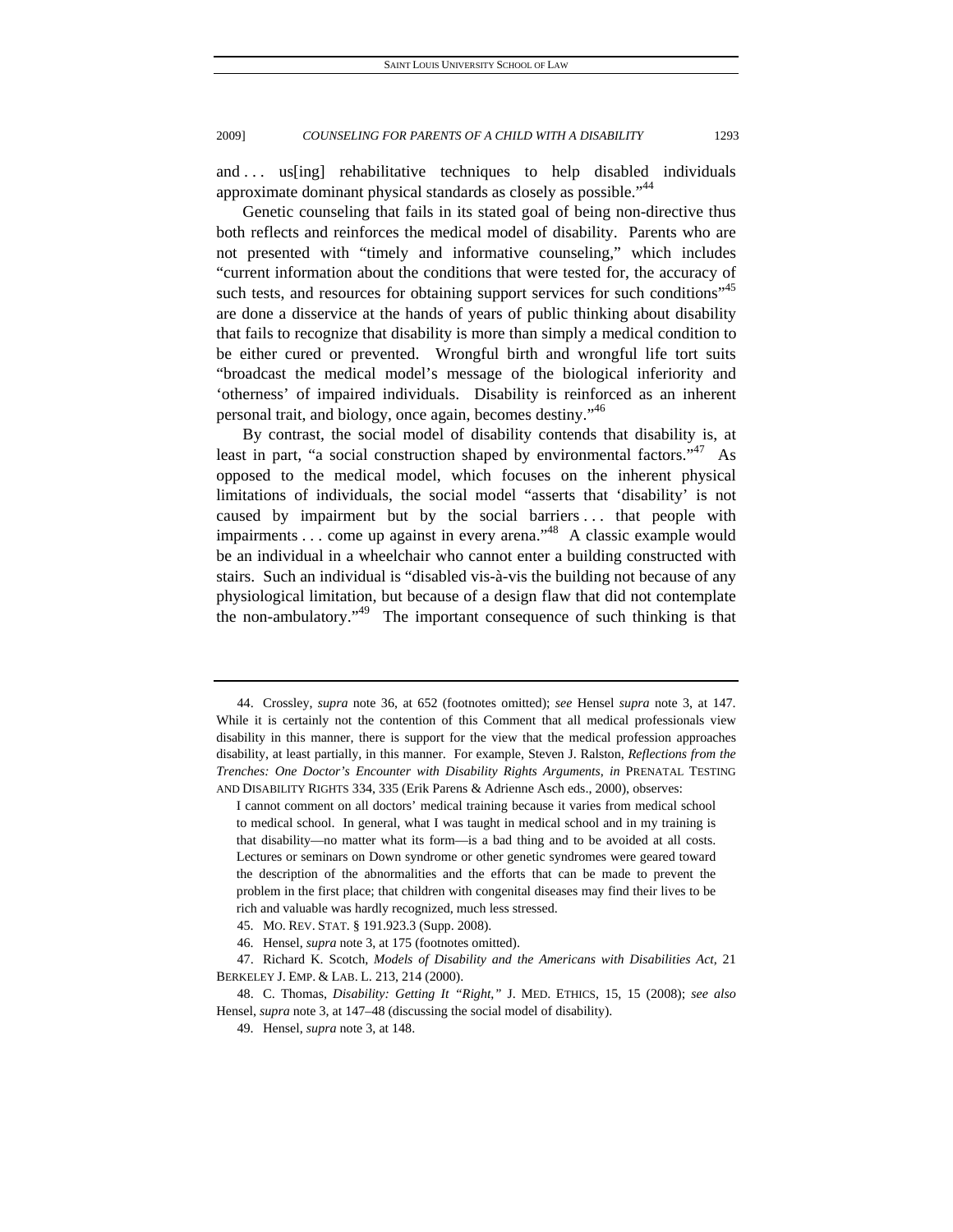and . . . us[ing] rehabilitative techniques to help disabled individuals approximate dominant physical standards as closely as possible."[44]

Genetic counseling that fails in its stated goal of being non-directive thus both reflects and reinforces the medical model of disability. Parents who are not presented with "timely and informative counseling," which includes "current information about the conditions that were tested for, the accuracy of such tests, and resources for obtaining support services for such conditions"[45] are done a disservice at the hands of years of public thinking about disability that fails to recognize that disability is more than simply a medical condition to be either cured or prevented. Wrongful birth and wrongful life tort suits "broadcast the medical model's message of the biological inferiority and 'otherness' of impaired individuals. Disability is reinforced as an inherent personal trait, and biology, once again, becomes destiny."[46]

By contrast, the social model of disability contends that disability is, at least in part, "a social construction shaped by environmental factors."[47] As opposed to the medical model, which focuses on the inherent physical limitations of individuals, the social model "asserts that 'disability' is not caused by impairment but by the social barriers . . . that people with impairments . . . come up against in every arena."[48] A classic example would be an individual in a wheelchair who cannot enter a building constructed with stairs. Such an individual is "disabled vis-à-vis the building not because of any physiological limitation, but because of a design flaw that did not contemplate the non-ambulatory."[49] The important consequence of such thinking is that

---

44. Crossley, *supra* note 36, at 652 (footnotes omitted); *see* Hensel *supra* note 3, at 147. While it is certainly not the contention of this Comment that all medical professionals view disability in this manner, there is support for the view that the medical profession approaches disability, at least partially, in this manner. For example, Steven J. Ralston, *Reflections from the Trenches: One Doctor's Encounter with Disability Rights Arguments*, *in* PRENATAL TESTING AND DISABILITY RIGHTS 334, 335 (Erik Parens & Adrienne Asch eds., 2000), observes:

> I cannot comment on all doctors' medical training because it varies from medical school to medical school. In general, what I was taught in medical school and in my training is that disability—no matter what its form—is a bad thing and to be avoided at all costs. Lectures or seminars on Down syndrome or other genetic syndromes were geared toward the description of the abnormalities and the efforts that can be made to prevent the problem in the first place; that children with congenital diseases may find their lives to be rich and valuable was hardly recognized, much less stressed.

45. MO. REV. STAT. § 191.923.3 (Supp. 2008).

46. Hensel, *supra* note 3, at 175 (footnotes omitted).

47. Richard K. Scotch, *Models of Disability and the Americans with Disabilities Act*, 21 BERKELEY J. EMP. & LAB. L. 213, 214 (2000).

48. C. Thomas, *Disability: Getting It "Right*,*"* J. MED. ETHICS, 15, 15 (2008); *see also* Hensel, *supra* note 3, at 147–48 (discussing the social model of disability).

49. Hensel, *supra* note 3, at 148.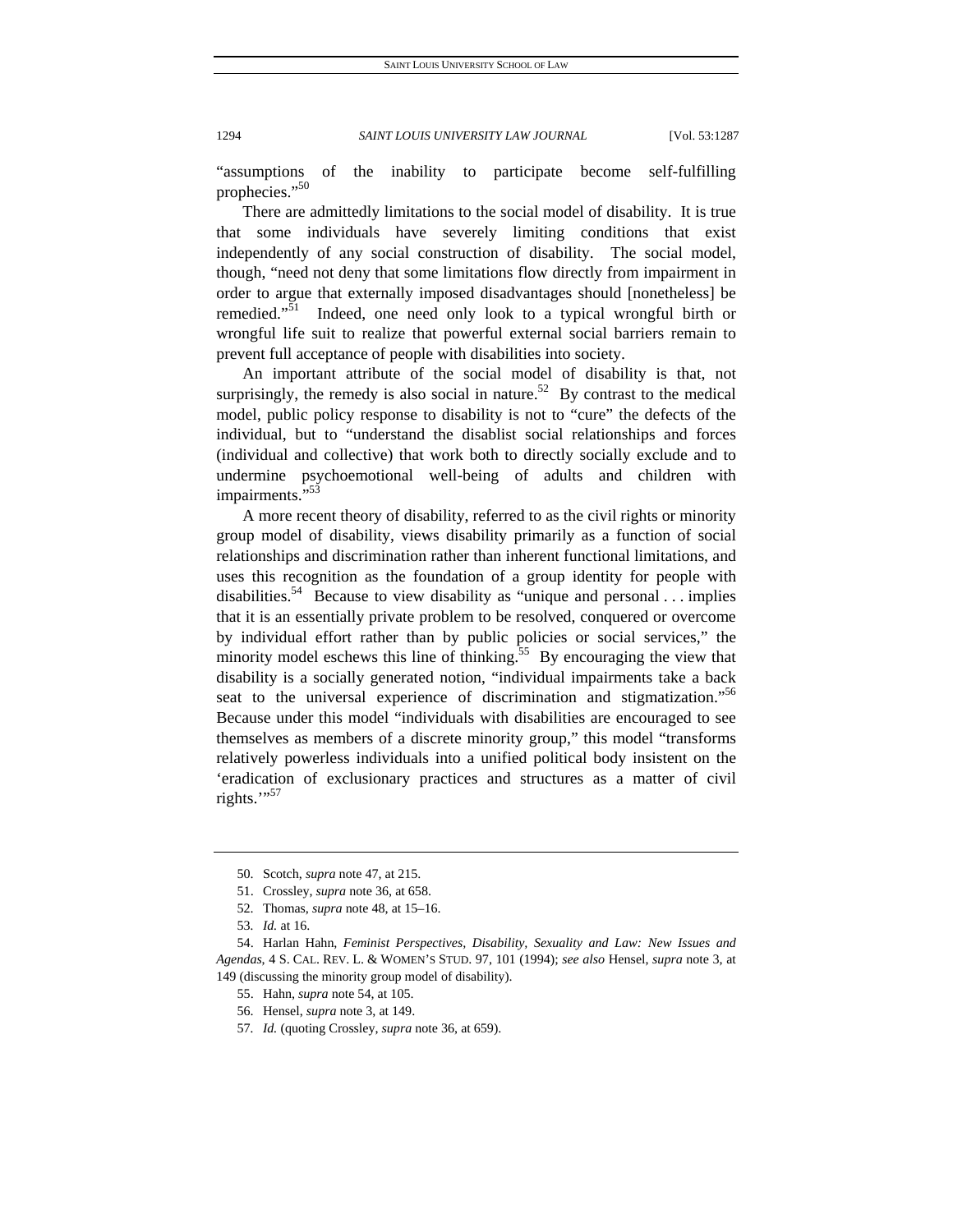"assumptions of the inability to participate become self-fulfilling prophecies."[50]

There are admittedly limitations to the social model of disability. It is true that some individuals have severely limiting conditions that exist independently of any social construction of disability. The social model, though, "need not deny that some limitations flow directly from impairment in order to argue that externally imposed disadvantages should [nonetheless] be remedied."[51] Indeed, one need only look to a typical wrongful birth or wrongful life suit to realize that powerful external social barriers remain to prevent full acceptance of people with disabilities into society.

An important attribute of the social model of disability is that, not surprisingly, the remedy is also social in nature.[52] By contrast to the medical model, public policy response to disability is not to "cure" the defects of the individual, but to "understand the disablist social relationships and forces (individual and collective) that work both to directly socially exclude and to undermine psychoemotional well-being of adults and children with impairments."[53]

A more recent theory of disability, referred to as the civil rights or minority group model of disability, views disability primarily as a function of social relationships and discrimination rather than inherent functional limitations, and uses this recognition as the foundation of a group identity for people with disabilities.[54] Because to view disability as "unique and personal . . . implies that it is an essentially private problem to be resolved, conquered or overcome by individual effort rather than by public policies or social services," the minority model eschews this line of thinking.[55] By encouraging the view that disability is a socially generated notion, "individual impairments take a back seat to the universal experience of discrimination and stigmatization."[56] Because under this model "individuals with disabilities are encouraged to see themselves as members of a discrete minority group," this model "transforms relatively powerless individuals into a unified political body insistent on the 'eradication of exclusionary practices and structures as a matter of civil rights.'"[57]

---

50. Scotch, *supra* note 47, at 215.

51. Crossley, *supra* note 36, at 658.

52. Thomas, *supra* note 48, at 15–16.

53. *Id.* at 16.

54. Harlan Hahn, *Feminist Perspectives, Disability, Sexuality and Law: New Issues and Agendas*, 4 S. CAL. REV. L. & WOMEN'S STUD. 97, 101 (1994); *see also* Hensel, *supra* note 3, at 149 (discussing the minority group model of disability).

55. Hahn, *supra* note 54, at 105.

56. Hensel, *supra* note 3, at 149.

57. *Id.* (quoting Crossley, *supra* note 36, at 659).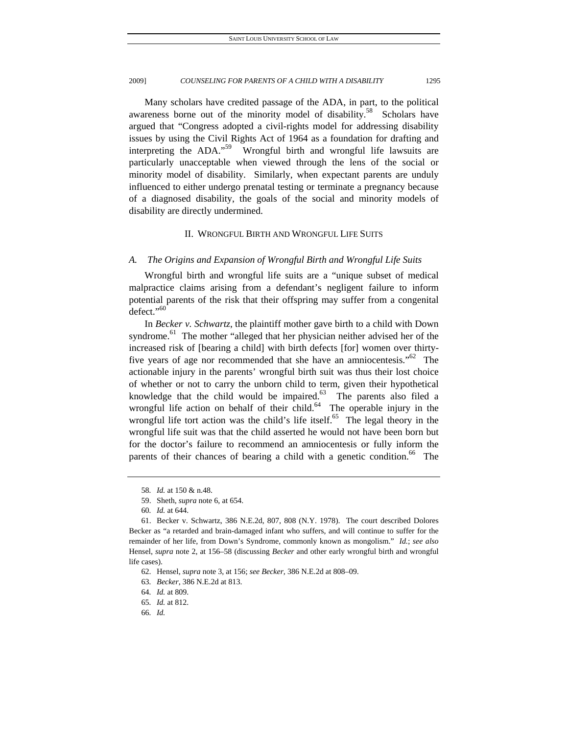Many scholars have credited passage of the ADA, in part, to the political awareness borne out of the minority model of disability.[58] Scholars have argued that "Congress adopted a civil-rights model for addressing disability issues by using the Civil Rights Act of 1964 as a foundation for drafting and interpreting the ADA."[59] Wrongful birth and wrongful life lawsuits are particularly unacceptable when viewed through the lens of the social or minority model of disability. Similarly, when expectant parents are unduly influenced to either undergo prenatal testing or terminate a pregnancy because of a diagnosed disability, the goals of the social and minority models of disability are directly undermined.

## II. WRONGFUL BIRTH AND WRONGFUL LIFE SUITS

### *A. The Origins and Expansion of Wrongful Birth and Wrongful Life Suits*

Wrongful birth and wrongful life suits are a "unique subset of medical malpractice claims arising from a defendant's negligent failure to inform potential parents of the risk that their offspring may suffer from a congenital defect."[60]

In *Becker v. Schwartz*, the plaintiff mother gave birth to a child with Down syndrome.[61] The mother "alleged that her physician neither advised her of the increased risk of [bearing a child] with birth defects [for] women over thirty-five years of age nor recommended that she have an amniocentesis."[62] The actionable injury in the parents' wrongful birth suit was thus their lost choice of whether or not to carry the unborn child to term, given their hypothetical knowledge that the child would be impaired.[63] The parents also filed a wrongful life action on behalf of their child.[64] The operable injury in the wrongful life tort action was the child's life itself.[65] The legal theory in the wrongful life suit was that the child asserted he would not have been born but for the doctor's failure to recommend an amniocentesis or fully inform the parents of their chances of bearing a child with a genetic condition.[66] The

---

58. *Id.* at 150 & n.48.

59. Sheth, *supra* note 6, at 654.

60. *Id.* at 644.

61. Becker v. Schwartz, 386 N.E.2d, 807, 808 (N.Y. 1978). The court described Dolores Becker as "a retarded and brain-damaged infant who suffers, and will continue to suffer for the remainder of her life, from Down's Syndrome, commonly known as mongolism." *Id.*; *see also* Hensel, *supra* note 2, at 156–58 (discussing *Becker* and other early wrongful birth and wrongful life cases).

62. Hensel, *supra* note 3, at 156; *see Becker*, 386 N.E.2d at 808–09.

63. *Becker*, 386 N.E.2d at 813.

64. *Id.* at 809.

65. *Id.* at 812.

66. *Id.*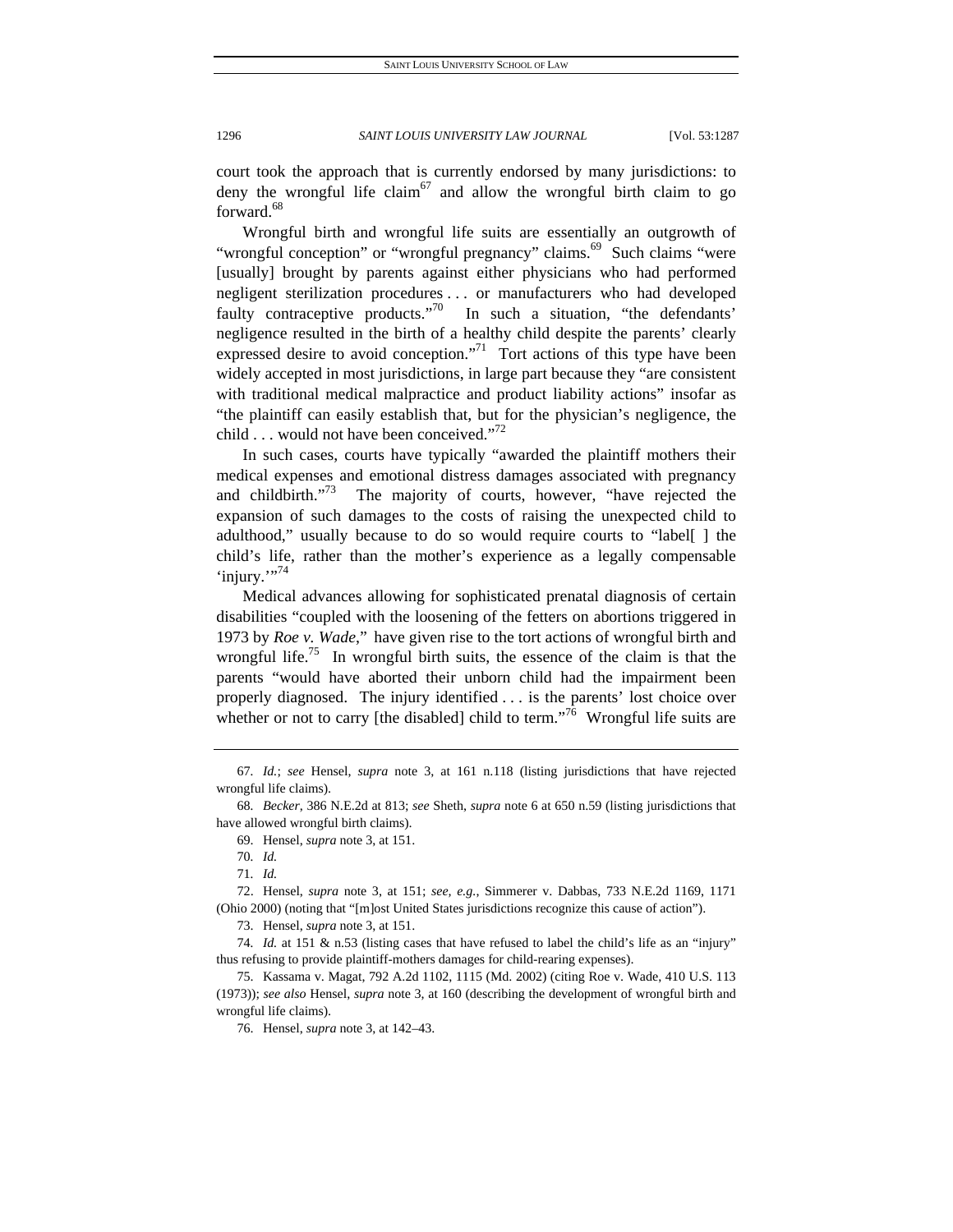court took the approach that is currently endorsed by many jurisdictions: to deny the wrongful life claim[67] and allow the wrongful birth claim to go forward.[68]

Wrongful birth and wrongful life suits are essentially an outgrowth of "wrongful conception" or "wrongful pregnancy" claims.[69] Such claims "were [usually] brought by parents against either physicians who had performed negligent sterilization procedures . . . or manufacturers who had developed faulty contraceptive products."[70] In such a situation, "the defendants' negligence resulted in the birth of a healthy child despite the parents' clearly expressed desire to avoid conception."[71] Tort actions of this type have been widely accepted in most jurisdictions, in large part because they "are consistent with traditional medical malpractice and product liability actions" insofar as "the plaintiff can easily establish that, but for the physician's negligence, the child . . . would not have been conceived."[72]

In such cases, courts have typically "awarded the plaintiff mothers their medical expenses and emotional distress damages associated with pregnancy and childbirth."[73] The majority of courts, however, "have rejected the expansion of such damages to the costs of raising the unexpected child to adulthood," usually because to do so would require courts to "label[ ] the child's life, rather than the mother's experience as a legally compensable 'injury.'"[74]

Medical advances allowing for sophisticated prenatal diagnosis of certain disabilities "coupled with the loosening of the fetters on abortions triggered in 1973 by *Roe v. Wade*," have given rise to the tort actions of wrongful birth and wrongful life.[75] In wrongful birth suits, the essence of the claim is that the parents "would have aborted their unborn child had the impairment been properly diagnosed. The injury identified . . . is the parents' lost choice over whether or not to carry [the disabled] child to term."[76] Wrongful life suits are

---

67. *Id.*; *see* Hensel, *supra* note 3, at 161 n.118 (listing jurisdictions that have rejected wrongful life claims).

68. *Becker*, 386 N.E.2d at 813; *see* Sheth, *supra* note 6 at 650 n.59 (listing jurisdictions that have allowed wrongful birth claims).

69. Hensel, *supra* note 3, at 151.

70. *Id.*

71. *Id.*

72. Hensel, *supra* note 3, at 151; *see, e.g.*, Simmerer v. Dabbas, 733 N.E.2d 1169, 1171 (Ohio 2000) (noting that "[m]ost United States jurisdictions recognize this cause of action").

73. Hensel, *supra* note 3, at 151.

74. *Id.* at 151 & n.53 (listing cases that have refused to label the child's life as an "injury" thus refusing to provide plaintiff-mothers damages for child-rearing expenses).

75. Kassama v. Magat, 792 A.2d 1102, 1115 (Md. 2002) (citing Roe v. Wade, 410 U.S. 113 (1973)); *see also* Hensel, *supra* note 3, at 160 (describing the development of wrongful birth and wrongful life claims).

76. Hensel, *supra* note 3, at 142–43.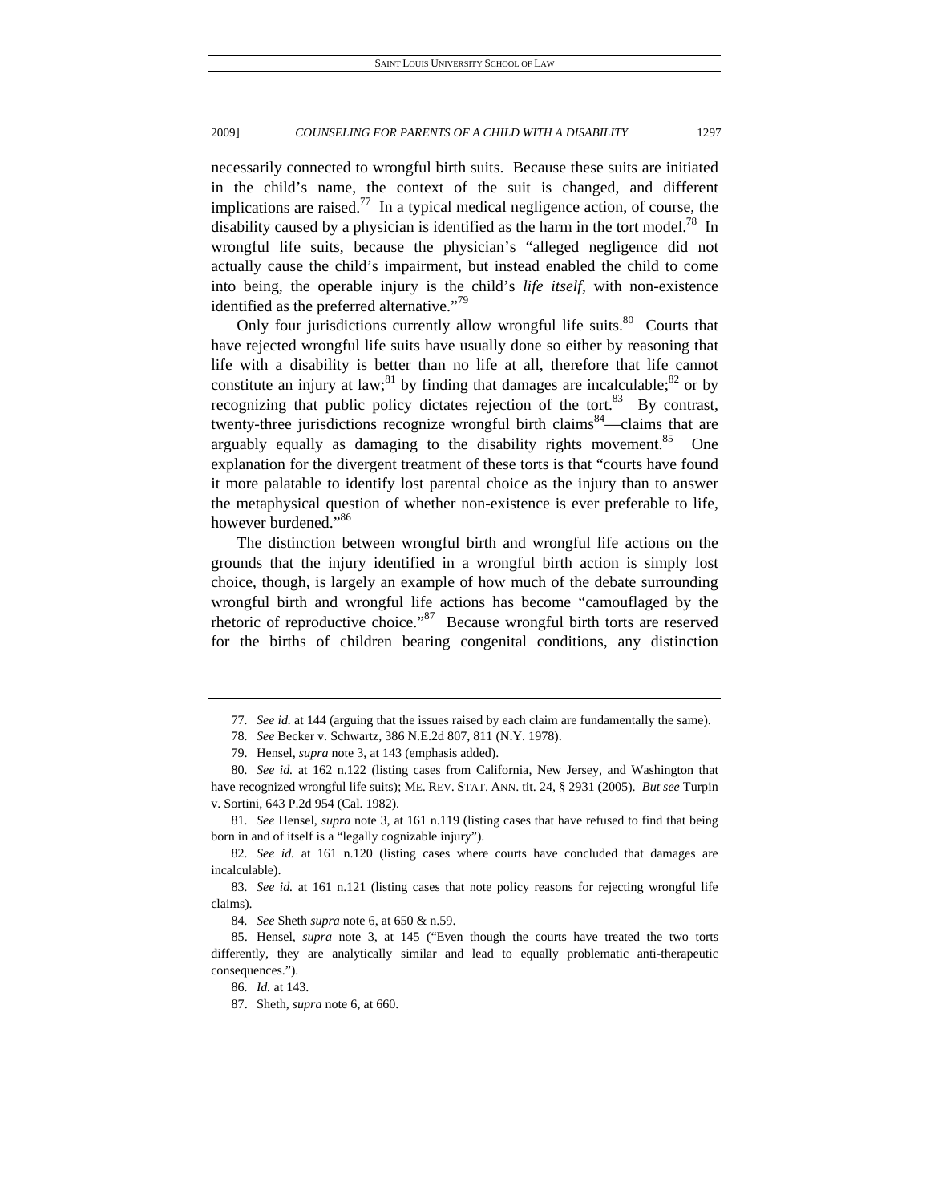necessarily connected to wrongful birth suits. Because these suits are initiated in the child's name, the context of the suit is changed, and different implications are raised.[77] In a typical medical negligence action, of course, the disability caused by a physician is identified as the harm in the tort model.[78] In wrongful life suits, because the physician's "alleged negligence did not actually cause the child's impairment, but instead enabled the child to come into being, the operable injury is the child's *life itself*, with non-existence identified as the preferred alternative."[79]

Only four jurisdictions currently allow wrongful life suits.[80] Courts that have rejected wrongful life suits have usually done so either by reasoning that life with a disability is better than no life at all, therefore that life cannot constitute an injury at law;[81] by finding that damages are incalculable;[82] or by recognizing that public policy dictates rejection of the tort.[83] By contrast, twenty-three jurisdictions recognize wrongful birth claims[84]—claims that are arguably equally as damaging to the disability rights movement.[85] One explanation for the divergent treatment of these torts is that "courts have found it more palatable to identify lost parental choice as the injury than to answer the metaphysical question of whether non-existence is ever preferable to life, however burdened."[86]

The distinction between wrongful birth and wrongful life actions on the grounds that the injury identified in a wrongful birth action is simply lost choice, though, is largely an example of how much of the debate surrounding wrongful birth and wrongful life actions has become "camouflaged by the rhetoric of reproductive choice."[87] Because wrongful birth torts are reserved for the births of children bearing congenital conditions, any distinction

---

77. *See id.* at 144 (arguing that the issues raised by each claim are fundamentally the same).

78. *See* Becker v. Schwartz, 386 N.E.2d 807, 811 (N.Y. 1978).

79. Hensel, *supra* note 3, at 143 (emphasis added).

80. *See id.* at 162 n.122 (listing cases from California, New Jersey, and Washington that have recognized wrongful life suits); ME. REV. STAT. ANN. tit. 24, § 2931 (2005). *But see* Turpin v. Sortini, 643 P.2d 954 (Cal. 1982).

81. *See* Hensel, *supra* note 3, at 161 n.119 (listing cases that have refused to find that being born in and of itself is a "legally cognizable injury").

82. *See id.* at 161 n.120 (listing cases where courts have concluded that damages are incalculable).

83. *See id.* at 161 n.121 (listing cases that note policy reasons for rejecting wrongful life claims).

84. *See* Sheth *supra* note 6, at 650 & n.59.

85. Hensel, *supra* note 3, at 145 ("Even though the courts have treated the two torts differently, they are analytically similar and lead to equally problematic anti-therapeutic consequences.").

86. *Id.* at 143.

87. Sheth, *supra* note 6, at 660.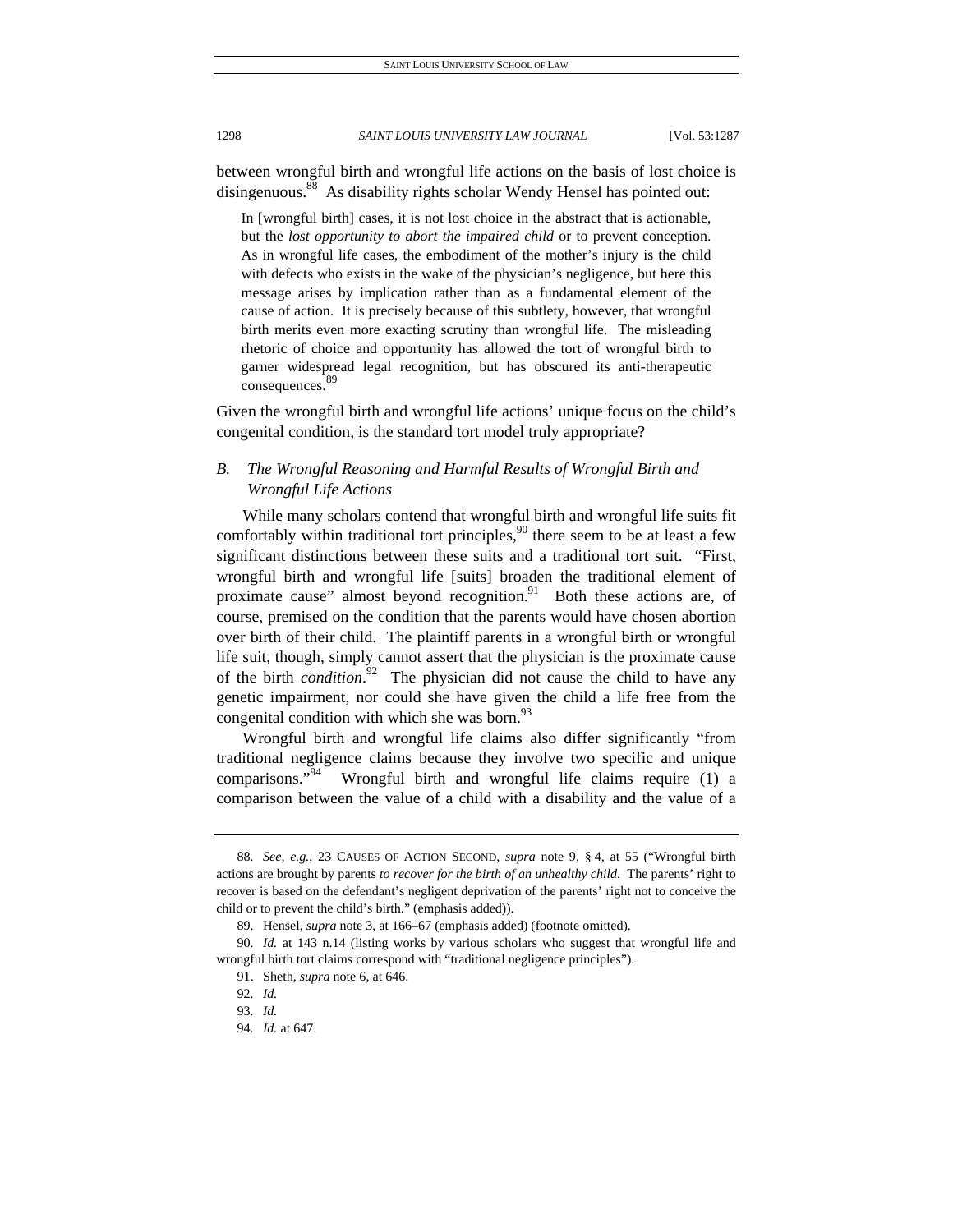between wrongful birth and wrongful life actions on the basis of lost choice is disingenuous.[88] As disability rights scholar Wendy Hensel has pointed out:

> In [wrongful birth] cases, it is not lost choice in the abstract that is actionable, but the *lost opportunity to abort the impaired child* or to prevent conception. As in wrongful life cases, the embodiment of the mother's injury is the child with defects who exists in the wake of the physician's negligence, but here this message arises by implication rather than as a fundamental element of the cause of action. It is precisely because of this subtlety, however, that wrongful birth merits even more exacting scrutiny than wrongful life. The misleading rhetoric of choice and opportunity has allowed the tort of wrongful birth to garner widespread legal recognition, but has obscured its anti-therapeutic consequences.[89]

Given the wrongful birth and wrongful life actions' unique focus on the child's congenital condition, is the standard tort model truly appropriate?

### *B. The Wrongful Reasoning and Harmful Results of Wrongful Birth and Wrongful Life Actions*

While many scholars contend that wrongful birth and wrongful life suits fit comfortably within traditional tort principles,[90] there seem to be at least a few significant distinctions between these suits and a traditional tort suit. "First, wrongful birth and wrongful life [suits] broaden the traditional element of proximate cause" almost beyond recognition.[91] Both these actions are, of course, premised on the condition that the parents would have chosen abortion over birth of their child. The plaintiff parents in a wrongful birth or wrongful life suit, though, simply cannot assert that the physician is the proximate cause of the birth *condition*.[92] The physician did not cause the child to have any genetic impairment, nor could she have given the child a life free from the congenital condition with which she was born.[93]

Wrongful birth and wrongful life claims also differ significantly "from traditional negligence claims because they involve two specific and unique comparisons."[94] Wrongful birth and wrongful life claims require (1) a comparison between the value of a child with a disability and the value of a

---

88. *See, e.g.*, 23 CAUSES OF ACTION SECOND, *supra* note 9, § 4, at 55 ("Wrongful birth actions are brought by parents *to recover for the birth of an unhealthy child*. The parents' right to recover is based on the defendant's negligent deprivation of the parents' right not to conceive the child or to prevent the child's birth." (emphasis added)).

89. Hensel, *supra* note 3, at 166–67 (emphasis added) (footnote omitted).

90. *Id.* at 143 n.14 (listing works by various scholars who suggest that wrongful life and wrongful birth tort claims correspond with "traditional negligence principles").

91. Sheth, *supra* note 6, at 646.

92. *Id.*

93. *Id.*

94. *Id.* at 647.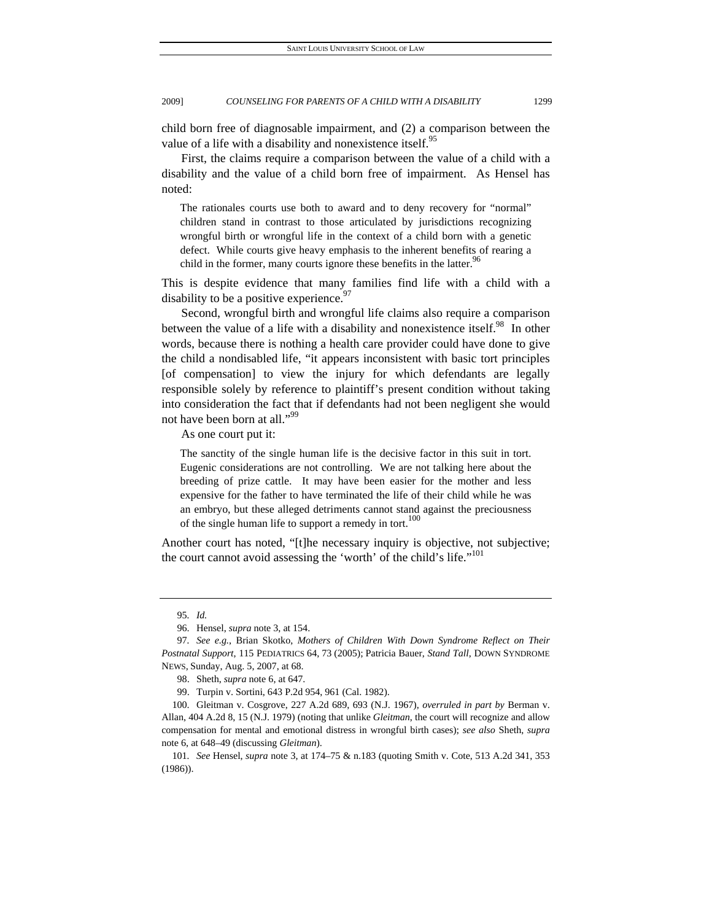child born free of diagnosable impairment, and (2) a comparison between the value of a life with a disability and nonexistence itself.[95]

First, the claims require a comparison between the value of a child with a disability and the value of a child born free of impairment. As Hensel has noted:

> The rationales courts use both to award and to deny recovery for "normal" children stand in contrast to those articulated by jurisdictions recognizing wrongful birth or wrongful life in the context of a child born with a genetic defect. While courts give heavy emphasis to the inherent benefits of rearing a child in the former, many courts ignore these benefits in the latter.[96]

This is despite evidence that many families find life with a child with a disability to be a positive experience.[97]

Second, wrongful birth and wrongful life claims also require a comparison between the value of a life with a disability and nonexistence itself.[98] In other words, because there is nothing a health care provider could have done to give the child a nondisabled life, "it appears inconsistent with basic tort principles [of compensation] to view the injury for which defendants are legally responsible solely by reference to plaintiff's present condition without taking into consideration the fact that if defendants had not been negligent she would not have been born at all."[99]

As one court put it:

> The sanctity of the single human life is the decisive factor in this suit in tort. Eugenic considerations are not controlling. We are not talking here about the breeding of prize cattle. It may have been easier for the mother and less expensive for the father to have terminated the life of their child while he was an embryo, but these alleged detriments cannot stand against the preciousness of the single human life to support a remedy in tort.[100]

Another court has noted, "[t]he necessary inquiry is objective, not subjective; the court cannot avoid assessing the 'worth' of the child's life."[101]

---

95. *Id.*

96. Hensel, *supra* note 3, at 154.

97. *See e.g.*, Brian Skotko, *Mothers of Children With Down Syndrome Reflect on Their Postnatal Support*, 115 PEDIATRICS 64, 73 (2005); Patricia Bauer, *Stand Tall*, DOWN SYNDROME NEWS, Sunday, Aug. 5, 2007, at 68.

98. Sheth, *supra* note 6, at 647.

99. Turpin v. Sortini, 643 P.2d 954, 961 (Cal. 1982).

100. Gleitman v. Cosgrove, 227 A.2d 689, 693 (N.J. 1967), *overruled in part by* Berman v. Allan, 404 A.2d 8, 15 (N.J. 1979) (noting that unlike *Gleitman*, the court will recognize and allow compensation for mental and emotional distress in wrongful birth cases); *see also* Sheth, *supra* note 6, at 648–49 (discussing *Gleitman*).

101. *See* Hensel, *supra* note 3, at 174–75 & n.183 (quoting Smith v. Cote, 513 A.2d 341, 353 (1986)).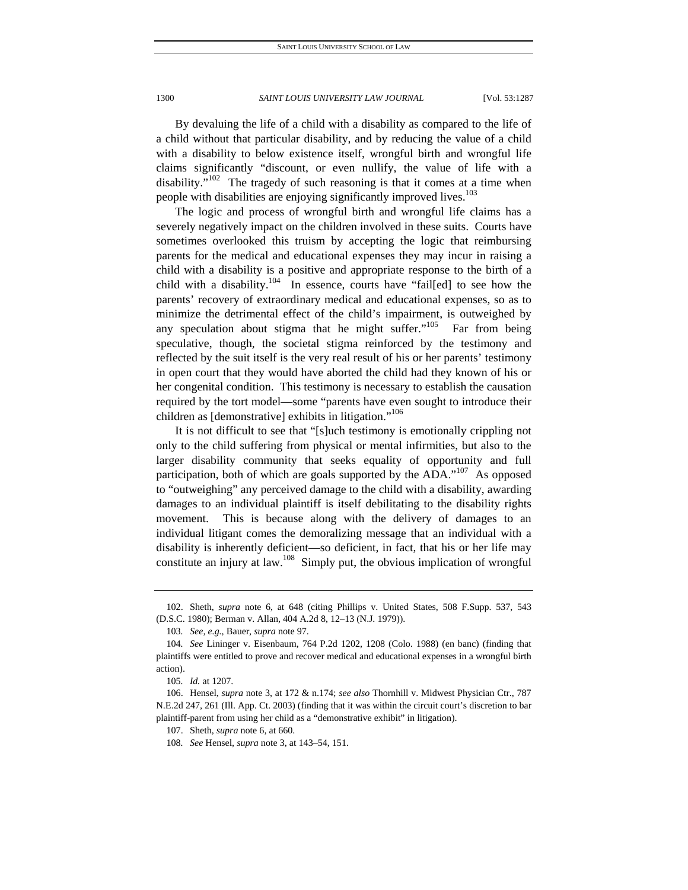By devaluing the life of a child with a disability as compared to the life of a child without that particular disability, and by reducing the value of a child with a disability to below existence itself, wrongful birth and wrongful life claims significantly "discount, or even nullify, the value of life with a disability."[102] The tragedy of such reasoning is that it comes at a time when people with disabilities are enjoying significantly improved lives.[103]

The logic and process of wrongful birth and wrongful life claims has a severely negatively impact on the children involved in these suits. Courts have sometimes overlooked this truism by accepting the logic that reimbursing parents for the medical and educational expenses they may incur in raising a child with a disability is a positive and appropriate response to the birth of a child with a disability.[104] In essence, courts have "fail[ed] to see how the parents' recovery of extraordinary medical and educational expenses, so as to minimize the detrimental effect of the child's impairment, is outweighed by any speculation about stigma that he might suffer."[105] Far from being speculative, though, the societal stigma reinforced by the testimony and reflected by the suit itself is the very real result of his or her parents' testimony in open court that they would have aborted the child had they known of his or her congenital condition. This testimony is necessary to establish the causation required by the tort model—some "parents have even sought to introduce their children as [demonstrative] exhibits in litigation."[106]

It is not difficult to see that "[s]uch testimony is emotionally crippling not only to the child suffering from physical or mental infirmities, but also to the larger disability community that seeks equality of opportunity and full participation, both of which are goals supported by the ADA."[107] As opposed to "outweighing" any perceived damage to the child with a disability, awarding damages to an individual plaintiff is itself debilitating to the disability rights movement. This is because along with the delivery of damages to an individual litigant comes the demoralizing message that an individual with a disability is inherently deficient—so deficient, in fact, that his or her life may constitute an injury at law.[108] Simply put, the obvious implication of wrongful

---

102. Sheth, *supra* note 6, at 648 (citing Phillips v. United States, 508 F.Supp. 537, 543 (D.S.C. 1980); Berman v. Allan, 404 A.2d 8, 12–13 (N.J. 1979)).

103. *See, e.g.*, Bauer, *supra* note 97.

104. *See* Lininger v. Eisenbaum, 764 P.2d 1202, 1208 (Colo. 1988) (en banc) (finding that plaintiffs were entitled to prove and recover medical and educational expenses in a wrongful birth action).

105. *Id.* at 1207.

106. Hensel, *supra* note 3, at 172 & n.174; *see also* Thornhill v. Midwest Physician Ctr., 787 N.E.2d 247, 261 (Ill. App. Ct. 2003) (finding that it was within the circuit court's discretion to bar plaintiff-parent from using her child as a "demonstrative exhibit" in litigation).

107. Sheth, *supra* note 6, at 660.

108. *See* Hensel, *supra* note 3, at 143–54, 151.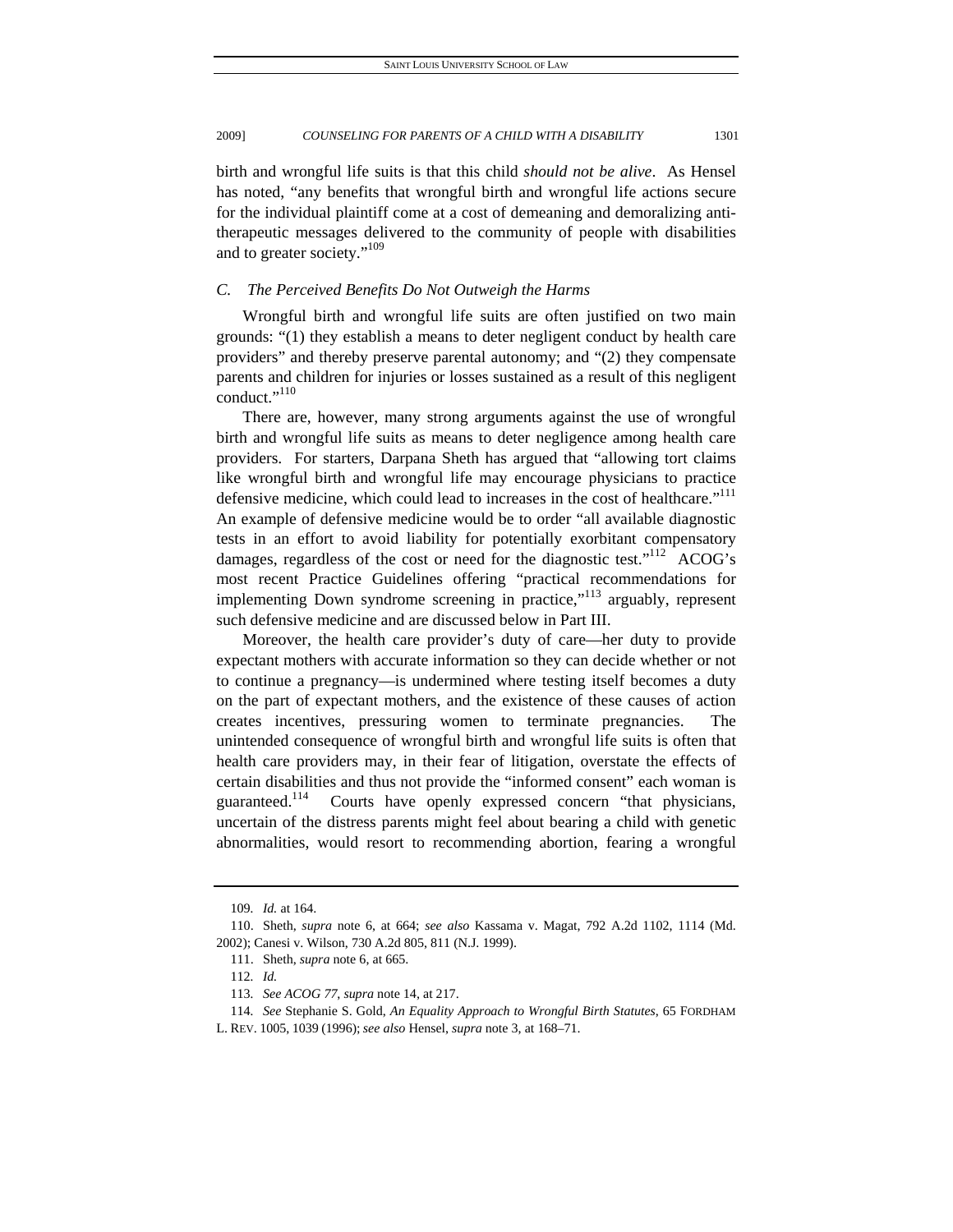birth and wrongful life suits is that this child *should not be alive*. As Hensel has noted, "any benefits that wrongful birth and wrongful life actions secure for the individual plaintiff come at a cost of demeaning and demoralizing anti-therapeutic messages delivered to the community of people with disabilities and to greater society."[109]

### *C. The Perceived Benefits Do Not Outweigh the Harms*

Wrongful birth and wrongful life suits are often justified on two main grounds: "(1) they establish a means to deter negligent conduct by health care providers" and thereby preserve parental autonomy; and "(2) they compensate parents and children for injuries or losses sustained as a result of this negligent conduct."[110]

There are, however, many strong arguments against the use of wrongful birth and wrongful life suits as means to deter negligence among health care providers. For starters, Darpana Sheth has argued that "allowing tort claims like wrongful birth and wrongful life may encourage physicians to practice defensive medicine, which could lead to increases in the cost of healthcare."[111] An example of defensive medicine would be to order "all available diagnostic tests in an effort to avoid liability for potentially exorbitant compensatory damages, regardless of the cost or need for the diagnostic test."[112] ACOG's most recent Practice Guidelines offering "practical recommendations for implementing Down syndrome screening in practice,"[113] arguably, represent such defensive medicine and are discussed below in Part III.

Moreover, the health care provider's duty of care—her duty to provide expectant mothers with accurate information so they can decide whether or not to continue a pregnancy—is undermined where testing itself becomes a duty on the part of expectant mothers, and the existence of these causes of action creates incentives, pressuring women to terminate pregnancies. The unintended consequence of wrongful birth and wrongful life suits is often that health care providers may, in their fear of litigation, overstate the effects of certain disabilities and thus not provide the "informed consent" each woman is guaranteed.[114] Courts have openly expressed concern "that physicians, uncertain of the distress parents might feel about bearing a child with genetic abnormalities, would resort to recommending abortion, fearing a wrongful

---

109. *Id.* at 164.

110. Sheth, *supra* note 6, at 664; *see also* Kassama v. Magat, 792 A.2d 1102, 1114 (Md. 2002); Canesi v. Wilson, 730 A.2d 805, 811 (N.J. 1999).

111. Sheth, *supra* note 6, at 665.

112. *Id.*

113. *See ACOG 77*, *supra* note 14, at 217.

114. *See* Stephanie S. Gold, *An Equality Approach to Wrongful Birth Statutes*, 65 FORDHAM L. REV. 1005, 1039 (1996); *see also* Hensel, *supra* note 3, at 168–71.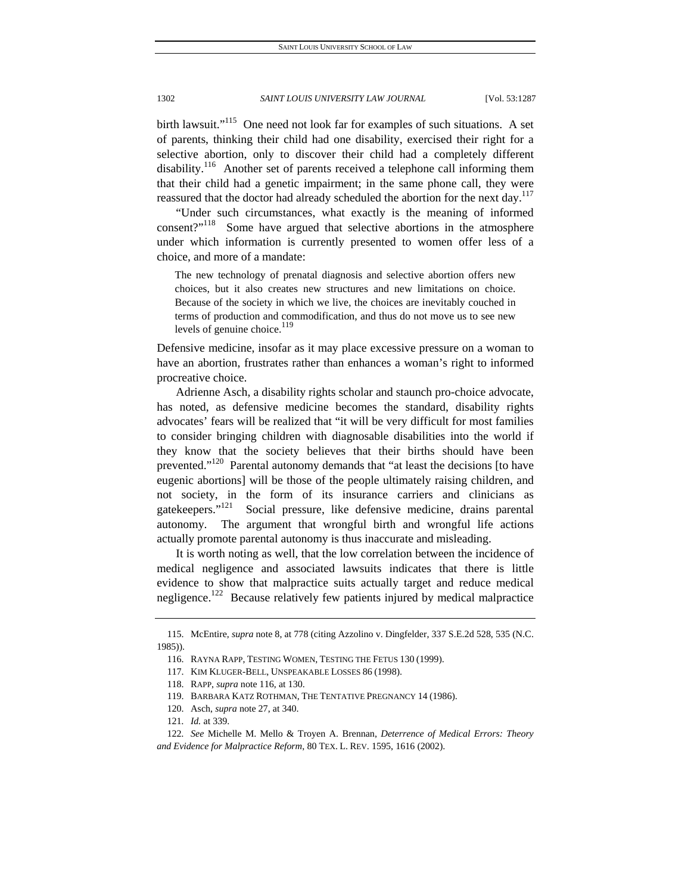birth lawsuit."[115] One need not look far for examples of such situations. A set of parents, thinking their child had one disability, exercised their right for a selective abortion, only to discover their child had a completely different disability.[116] Another set of parents received a telephone call informing them that their child had a genetic impairment; in the same phone call, they were reassured that the doctor had already scheduled the abortion for the next day.[117]

"Under such circumstances, what exactly is the meaning of informed consent?"[118] Some have argued that selective abortions in the atmosphere under which information is currently presented to women offer less of a choice, and more of a mandate:

> The new technology of prenatal diagnosis and selective abortion offers new choices, but it also creates new structures and new limitations on choice. Because of the society in which we live, the choices are inevitably couched in terms of production and commodification, and thus do not move us to see new levels of genuine choice.[119]

Defensive medicine, insofar as it may place excessive pressure on a woman to have an abortion, frustrates rather than enhances a woman's right to informed procreative choice.

Adrienne Asch, a disability rights scholar and staunch pro-choice advocate, has noted, as defensive medicine becomes the standard, disability rights advocates' fears will be realized that "it will be very difficult for most families to consider bringing children with diagnosable disabilities into the world if they know that the society believes that their births should have been prevented."[120] Parental autonomy demands that "at least the decisions [to have eugenic abortions] will be those of the people ultimately raising children, and not society, in the form of its insurance carriers and clinicians as gatekeepers."[121] Social pressure, like defensive medicine, drains parental autonomy. The argument that wrongful birth and wrongful life actions actually promote parental autonomy is thus inaccurate and misleading.

It is worth noting as well, that the low correlation between the incidence of medical negligence and associated lawsuits indicates that there is little evidence to show that malpractice suits actually target and reduce medical negligence.[122] Because relatively few patients injured by medical malpractice

---

115. McEntire, *supra* note 8, at 778 (citing Azzolino v. Dingfelder, 337 S.E.2d 528, 535 (N.C. 1985)).

116. RAYNA RAPP, TESTING WOMEN, TESTING THE FETUS 130 (1999).

117. KIM KLUGER-BELL, UNSPEAKABLE LOSSES 86 (1998).

118. RAPP, *supra* note 116, at 130.

119. BARBARA KATZ ROTHMAN, THE TENTATIVE PREGNANCY 14 (1986).

120. Asch, *supra* note 27, at 340.

121. *Id.* at 339.

122. *See* Michelle M. Mello & Troyen A. Brennan, *Deterrence of Medical Errors: Theory and Evidence for Malpractice Reform*, 80 TEX. L. REV. 1595, 1616 (2002).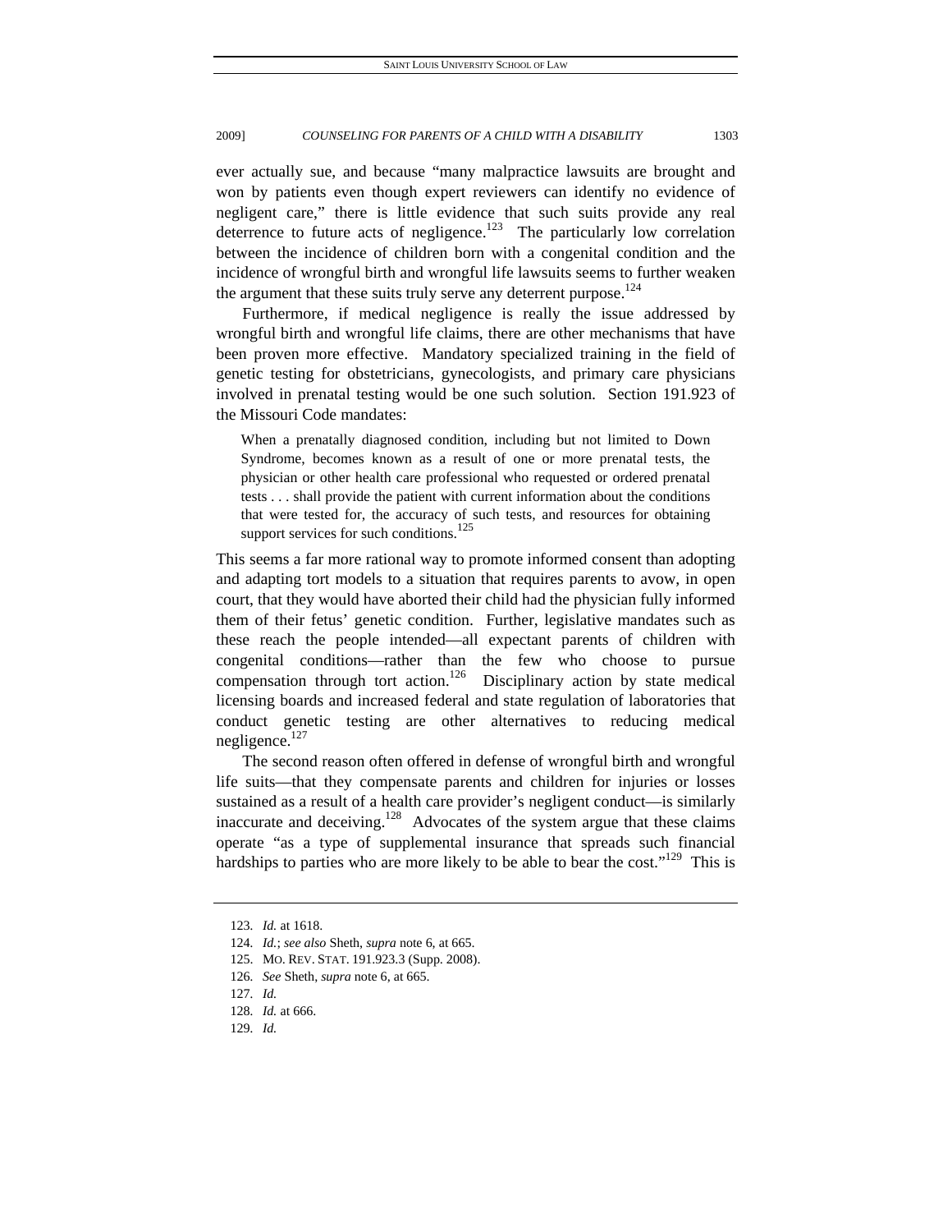ever actually sue, and because "many malpractice lawsuits are brought and won by patients even though expert reviewers can identify no evidence of negligent care," there is little evidence that such suits provide any real deterrence to future acts of negligence.[123] The particularly low correlation between the incidence of children born with a congenital condition and the incidence of wrongful birth and wrongful life lawsuits seems to further weaken the argument that these suits truly serve any deterrent purpose.[124]

Furthermore, if medical negligence is really the issue addressed by wrongful birth and wrongful life claims, there are other mechanisms that have been proven more effective. Mandatory specialized training in the field of genetic testing for obstetricians, gynecologists, and primary care physicians involved in prenatal testing would be one such solution. Section 191.923 of the Missouri Code mandates:

> When a prenatally diagnosed condition, including but not limited to Down Syndrome, becomes known as a result of one or more prenatal tests, the physician or other health care professional who requested or ordered prenatal tests . . . shall provide the patient with current information about the conditions that were tested for, the accuracy of such tests, and resources for obtaining support services for such conditions.[125]

This seems a far more rational way to promote informed consent than adopting and adapting tort models to a situation that requires parents to avow, in open court, that they would have aborted their child had the physician fully informed them of their fetus' genetic condition. Further, legislative mandates such as these reach the people intended—all expectant parents of children with congenital conditions—rather than the few who choose to pursue compensation through tort action.[126] Disciplinary action by state medical licensing boards and increased federal and state regulation of laboratories that conduct genetic testing are other alternatives to reducing medical negligence.[127]

The second reason often offered in defense of wrongful birth and wrongful life suits—that they compensate parents and children for injuries or losses sustained as a result of a health care provider's negligent conduct—is similarly inaccurate and deceiving.[128] Advocates of the system argue that these claims operate "as a type of supplemental insurance that spreads such financial hardships to parties who are more likely to be able to bear the cost."[129] This is

---

123. *Id.* at 1618.

124. *Id.*; *see also* Sheth, *supra* note 6, at 665.

125. MO. REV. STAT. 191.923.3 (Supp. 2008).

126. *See* Sheth, *supra* note 6, at 665.

127. *Id.*

128. *Id.* at 666.

129. *Id.*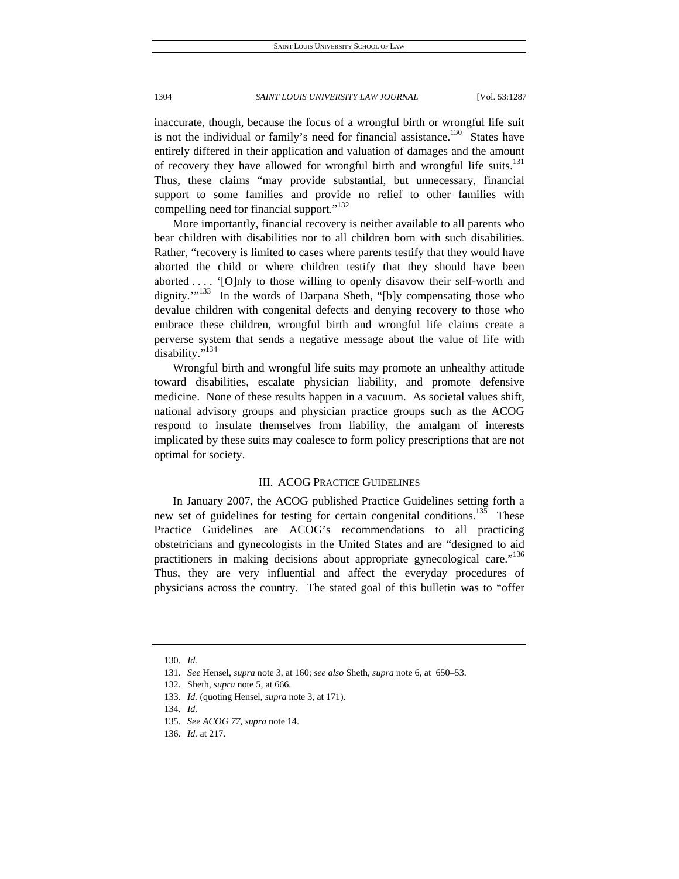inaccurate, though, because the focus of a wrongful birth or wrongful life suit is not the individual or family's need for financial assistance.[130] States have entirely differed in their application and valuation of damages and the amount of recovery they have allowed for wrongful birth and wrongful life suits.[131] Thus, these claims "may provide substantial, but unnecessary, financial support to some families and provide no relief to other families with compelling need for financial support."[132]

More importantly, financial recovery is neither available to all parents who bear children with disabilities nor to all children born with such disabilities. Rather, "recovery is limited to cases where parents testify that they would have aborted the child or where children testify that they should have been aborted . . . . '[O]nly to those willing to openly disavow their self-worth and dignity.'"[133] In the words of Darpana Sheth, "[b]y compensating those who devalue children with congenital defects and denying recovery to those who embrace these children, wrongful birth and wrongful life claims create a perverse system that sends a negative message about the value of life with disability."[134]

Wrongful birth and wrongful life suits may promote an unhealthy attitude toward disabilities, escalate physician liability, and promote defensive medicine. None of these results happen in a vacuum. As societal values shift, national advisory groups and physician practice groups such as the ACOG respond to insulate themselves from liability, the amalgam of interests implicated by these suits may coalesce to form policy prescriptions that are not optimal for society.

## III. ACOG Practice Guidelines

In January 2007, the ACOG published Practice Guidelines setting forth a new set of guidelines for testing for certain congenital conditions.[135] These Practice Guidelines are ACOG's recommendations to all practicing obstetricians and gynecologists in the United States and are "designed to aid practitioners in making decisions about appropriate gynecological care."[136] Thus, they are very influential and affect the everyday procedures of physicians across the country. The stated goal of this bulletin was to "offer

---

130. *Id.*

131. *See* Hensel, *supra* note 3, at 160; *see also* Sheth, *supra* note 6, at 650–53.

132. Sheth, *supra* note 5, at 666.

133. *Id.* (quoting Hensel, *supra* note 3, at 171).

134. *Id.*

135. *See ACOG 77*, *supra* note 14.

136. *Id.* at 217.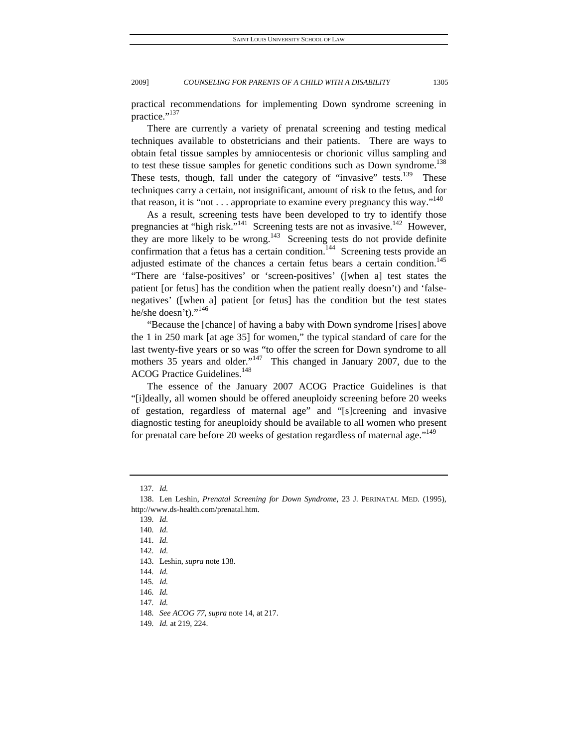practical recommendations for implementing Down syndrome screening in practice."[137]

There are currently a variety of prenatal screening and testing medical techniques available to obstetricians and their patients. There are ways to obtain fetal tissue samples by amniocentesis or chorionic villus sampling and to test these tissue samples for genetic conditions such as Down syndrome.[138] These tests, though, fall under the category of "invasive" tests.[139] These techniques carry a certain, not insignificant, amount of risk to the fetus, and for that reason, it is "not . . . appropriate to examine every pregnancy this way."[140]

As a result, screening tests have been developed to try to identify those pregnancies at "high risk."[141] Screening tests are not as invasive.[142] However, they are more likely to be wrong.[143] Screening tests do not provide definite confirmation that a fetus has a certain condition.[144] Screening tests provide an adjusted estimate of the chances a certain fetus bears a certain condition.[145] "There are 'false-positives' or 'screen-positives' ([when a] test states the patient [or fetus] has the condition when the patient really doesn't) and 'false-negatives' ([when a] patient [or fetus] has the condition but the test states he/she doesn't)."[146]

"Because the [chance] of having a baby with Down syndrome [rises] above the 1 in 250 mark [at age 35] for women," the typical standard of care for the last twenty-five years or so was "to offer the screen for Down syndrome to all mothers 35 years and older."[147] This changed in January 2007, due to the ACOG Practice Guidelines.[148]

The essence of the January 2007 ACOG Practice Guidelines is that "[i]deally, all women should be offered aneuploidy screening before 20 weeks of gestation, regardless of maternal age" and "[s]creening and invasive diagnostic testing for aneuploidy should be available to all women who present for prenatal care before 20 weeks of gestation regardless of maternal age."[149]

---

137. *Id.*

138. Len Leshin, *Prenatal Screening for Down Syndrome*, 23 J. PERINATAL MED. (1995), http://www.ds-health.com/prenatal.htm.

139. *Id.*

140. *Id.*

141. *Id.*

142. *Id.*

143. Leshin, *supra* note 138.

144. *Id.*

145. *Id.*

146. *Id.*

147. *Id.*

148. *See ACOG 77*, *supra* note 14, at 217.

149. *Id.* at 219, 224.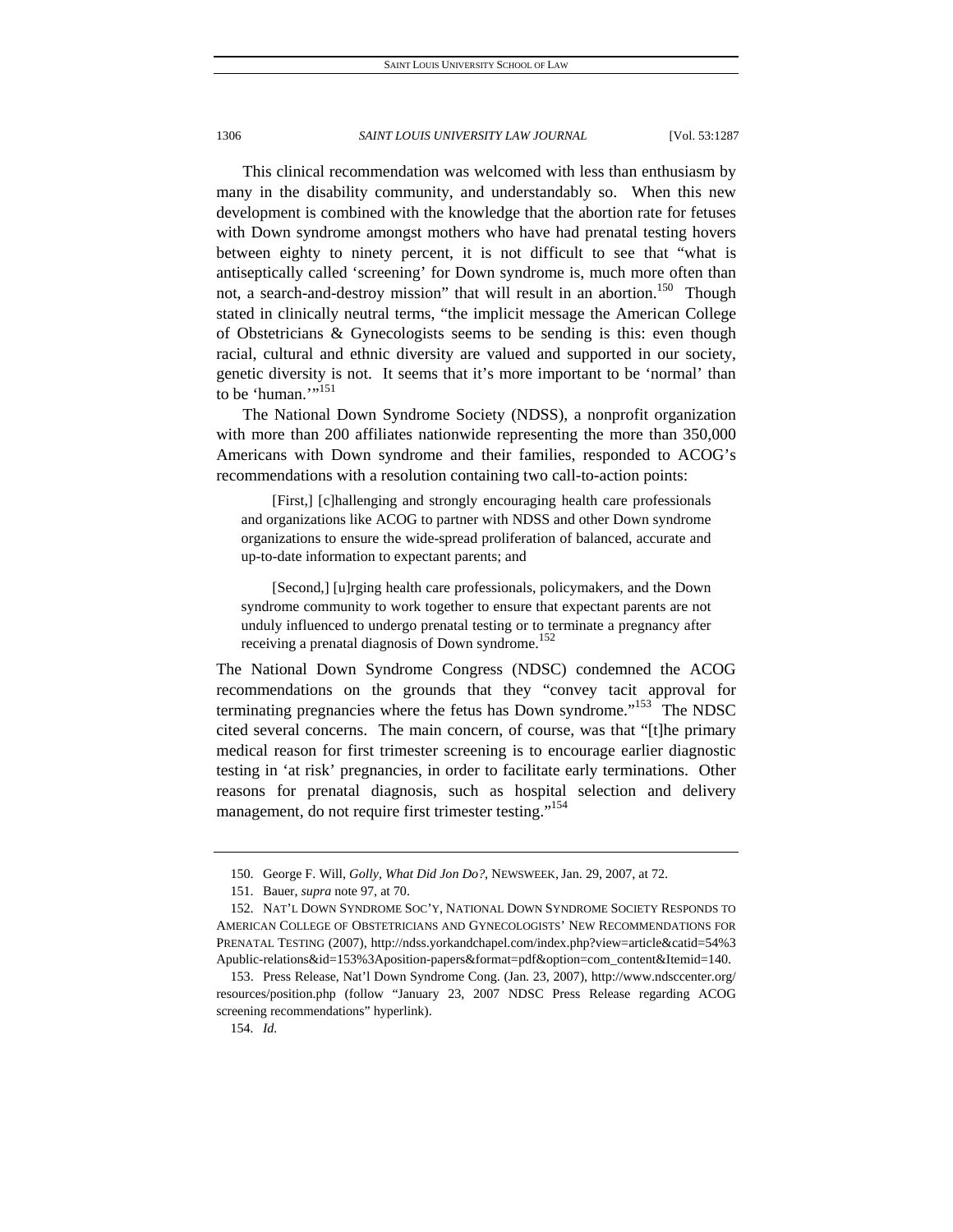This clinical recommendation was welcomed with less than enthusiasm by many in the disability community, and understandably so. When this new development is combined with the knowledge that the abortion rate for fetuses with Down syndrome amongst mothers who have had prenatal testing hovers between eighty to ninety percent, it is not difficult to see that "what is antiseptically called 'screening' for Down syndrome is, much more often than not, a search-and-destroy mission" that will result in an abortion.[150] Though stated in clinically neutral terms, "the implicit message the American College of Obstetricians & Gynecologists seems to be sending is this: even though racial, cultural and ethnic diversity are valued and supported in our society, genetic diversity is not. It seems that it's more important to be 'normal' than to be 'human.'"[151]

The National Down Syndrome Society (NDSS), a nonprofit organization with more than 200 affiliates nationwide representing the more than 350,000 Americans with Down syndrome and their families, responded to ACOG's recommendations with a resolution containing two call-to-action points:

> [First,] [c]hallenging and strongly encouraging health care professionals and organizations like ACOG to partner with NDSS and other Down syndrome organizations to ensure the wide-spread proliferation of balanced, accurate and up-to-date information to expectant parents; and
>
> [Second,] [u]rging health care professionals, policymakers, and the Down syndrome community to work together to ensure that expectant parents are not unduly influenced to undergo prenatal testing or to terminate a pregnancy after receiving a prenatal diagnosis of Down syndrome.[152]

The National Down Syndrome Congress (NDSC) condemned the ACOG recommendations on the grounds that they "convey tacit approval for terminating pregnancies where the fetus has Down syndrome."[153] The NDSC cited several concerns. The main concern, of course, was that "[t]he primary medical reason for first trimester screening is to encourage earlier diagnostic testing in 'at risk' pregnancies, in order to facilitate early terminations. Other reasons for prenatal diagnosis, such as hospital selection and delivery management, do not require first trimester testing."[154]

---

150. George F. Will, *Golly, What Did Jon Do?*, NEWSWEEK, Jan. 29, 2007, at 72.

151. Bauer, *supra* note 97, at 70.

152. NAT'L DOWN SYNDROME SOC'Y, NATIONAL DOWN SYNDROME SOCIETY RESPONDS TO AMERICAN COLLEGE OF OBSTETRICIANS AND GYNECOLOGISTS' NEW RECOMMENDATIONS FOR PRENATAL TESTING (2007), http://ndss.yorkandchapel.com/index.php?view=article&catid=54%3Apublic-relations&id=153%3Aposition-papers&format=pdf&option=com_content&Itemid=140.

153. Press Release, Nat'l Down Syndrome Cong. (Jan. 23, 2007), http://www.ndsccenter.org/resources/position.php (follow "January 23, 2007 NDSC Press Release regarding ACOG screening recommendations" hyperlink).

154. *Id.*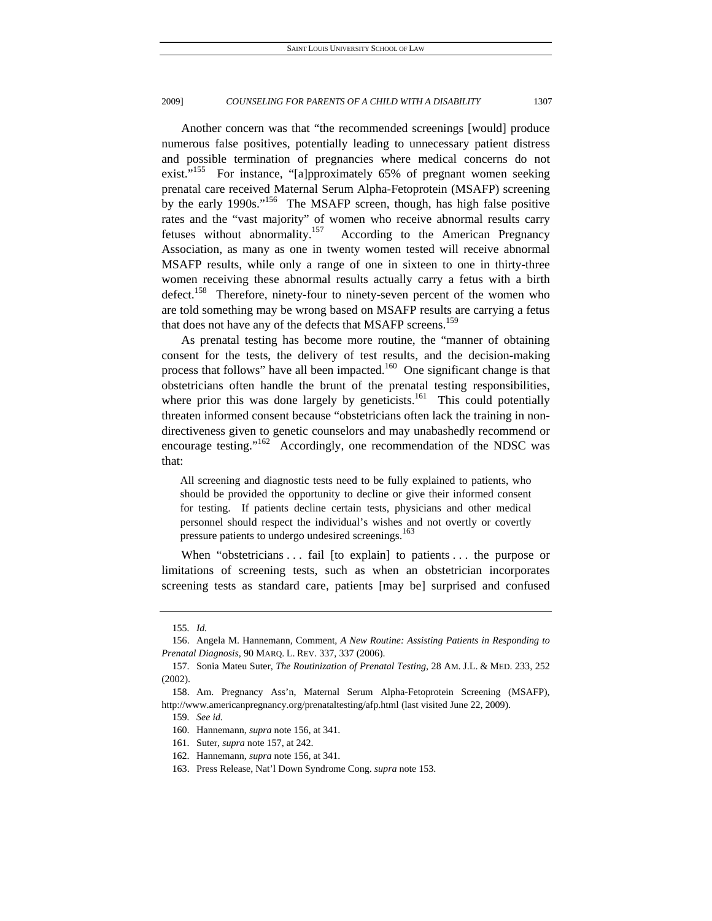Another concern was that "the recommended screenings [would] produce numerous false positives, potentially leading to unnecessary patient distress and possible termination of pregnancies where medical concerns do not exist."[155] For instance, "[a]pproximately 65% of pregnant women seeking prenatal care received Maternal Serum Alpha-Fetoprotein (MSAFP) screening by the early 1990s."[156] The MSAFP screen, though, has high false positive rates and the "vast majority" of women who receive abnormal results carry fetuses without abnormality.[157] According to the American Pregnancy Association, as many as one in twenty women tested will receive abnormal MSAFP results, while only a range of one in sixteen to one in thirty-three women receiving these abnormal results actually carry a fetus with a birth defect.[158] Therefore, ninety-four to ninety-seven percent of the women who are told something may be wrong based on MSAFP results are carrying a fetus that does not have any of the defects that MSAFP screens.[159]

As prenatal testing has become more routine, the "manner of obtaining consent for the tests, the delivery of test results, and the decision-making process that follows" have all been impacted.[160] One significant change is that obstetricians often handle the brunt of the prenatal testing responsibilities, where prior this was done largely by geneticists.[161] This could potentially threaten informed consent because "obstetricians often lack the training in non-directiveness given to genetic counselors and may unabashedly recommend or encourage testing."[162] Accordingly, one recommendation of the NDSC was that:

> All screening and diagnostic tests need to be fully explained to patients, who should be provided the opportunity to decline or give their informed consent for testing. If patients decline certain tests, physicians and other medical personnel should respect the individual's wishes and not overtly or covertly pressure patients to undergo undesired screenings.[163]

When "obstetricians . . . fail [to explain] to patients . . . the purpose or limitations of screening tests, such as when an obstetrician incorporates screening tests as standard care, patients [may be] surprised and confused

---

155. *Id.*

156. Angela M. Hannemann, Comment, *A New Routine: Assisting Patients in Responding to Prenatal Diagnosis*, 90 MARQ. L. REV. 337, 337 (2006).

157. Sonia Mateu Suter, *The Routinization of Prenatal Testing*, 28 AM. J.L. & MED. 233, 252 (2002).

158. Am. Pregnancy Ass'n, Maternal Serum Alpha-Fetoprotein Screening (MSAFP), http://www.americanpregnancy.org/prenataltesting/afp.html (last visited June 22, 2009).

159. *See id.*

160. Hannemann, *supra* note 156, at 341.

161. Suter, *supra* note 157, at 242.

162. Hannemann, *supra* note 156, at 341.

163. Press Release, Nat'l Down Syndrome Cong. *supra* note 153.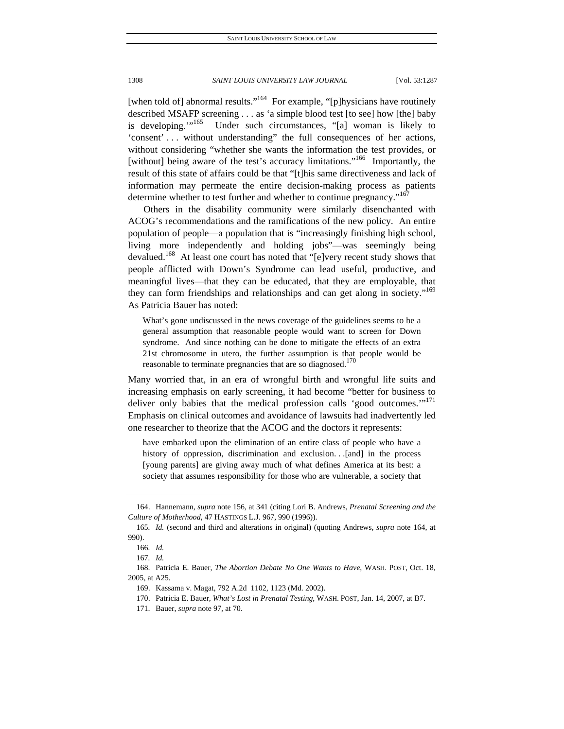[when told of] abnormal results."[164] For example, "[p]hysicians have routinely described MSAFP screening . . . as 'a simple blood test [to see] how [the] baby is developing.'"[165] Under such circumstances, "[a] woman is likely to 'consent' . . . without understanding" the full consequences of her actions, without considering "whether she wants the information the test provides, or [without] being aware of the test's accuracy limitations."[166] Importantly, the result of this state of affairs could be that "[t]his same directiveness and lack of information may permeate the entire decision-making process as patients determine whether to test further and whether to continue pregnancy."[167]

Others in the disability community were similarly disenchanted with ACOG's recommendations and the ramifications of the new policy. An entire population of people—a population that is "increasingly finishing high school, living more independently and holding jobs"—was seemingly being devalued.[168] At least one court has noted that "[e]very recent study shows that people afflicted with Down's Syndrome can lead useful, productive, and meaningful lives—that they can be educated, that they are employable, that they can form friendships and relationships and can get along in society."[169] As Patricia Bauer has noted:

> What's gone undiscussed in the news coverage of the guidelines seems to be a general assumption that reasonable people would want to screen for Down syndrome. And since nothing can be done to mitigate the effects of an extra 21st chromosome in utero, the further assumption is that people would be reasonable to terminate pregnancies that are so diagnosed.[170]

Many worried that, in an era of wrongful birth and wrongful life suits and increasing emphasis on early screening, it had become "better for business to deliver only babies that the medical profession calls 'good outcomes.'"[171] Emphasis on clinical outcomes and avoidance of lawsuits had inadvertently led one researcher to theorize that the ACOG and the doctors it represents:

> have embarked upon the elimination of an entire class of people who have a history of oppression, discrimination and exclusion. . .[and] in the process [young parents] are giving away much of what defines America at its best: a society that assumes responsibility for those who are vulnerable, a society that

---

164. Hannemann, *supra* note 156, at 341 (citing Lori B. Andrews, *Prenatal Screening and the Culture of Motherhood*, 47 HASTINGS L.J. 967, 990 (1996)).

165. *Id.* (second and third and alterations in original) (quoting Andrews, *supra* note 164, at 990).

166. *Id.*

167. *Id.*

168. Patricia E. Bauer, *The Abortion Debate No One Wants to Have*, WASH. POST, Oct. 18, 2005, at A25.

169. Kassama v. Magat, 792 A.2d 1102, 1123 (Md. 2002).

170. Patricia E. Bauer, *What's Lost in Prenatal Testing*, WASH. POST, Jan. 14, 2007, at B7.

171. Bauer, *supra* note 97, at 70.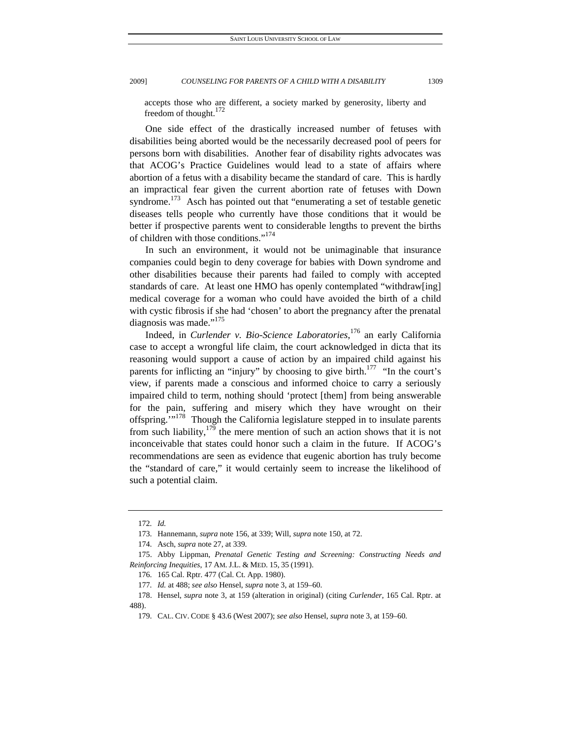accepts those who are different, a society marked by generosity, liberty and freedom of thought.[172]

One side effect of the drastically increased number of fetuses with disabilities being aborted would be the necessarily decreased pool of peers for persons born with disabilities. Another fear of disability rights advocates was that ACOG's Practice Guidelines would lead to a state of affairs where abortion of a fetus with a disability became the standard of care. This is hardly an impractical fear given the current abortion rate of fetuses with Down syndrome.[173] Asch has pointed out that "enumerating a set of testable genetic diseases tells people who currently have those conditions that it would be better if prospective parents went to considerable lengths to prevent the births of children with those conditions."[174]

In such an environment, it would not be unimaginable that insurance companies could begin to deny coverage for babies with Down syndrome and other disabilities because their parents had failed to comply with accepted standards of care. At least one HMO has openly contemplated "withdraw[ing] medical coverage for a woman who could have avoided the birth of a child with cystic fibrosis if she had 'chosen' to abort the pregnancy after the prenatal diagnosis was made."[175]

Indeed, in *Curlender v. Bio-Science Laboratories*,[176] an early California case to accept a wrongful life claim, the court acknowledged in dicta that its reasoning would support a cause of action by an impaired child against his parents for inflicting an "injury" by choosing to give birth.[177] "In the court's view, if parents made a conscious and informed choice to carry a seriously impaired child to term, nothing should 'protect [them] from being answerable for the pain, suffering and misery which they have wrought on their offspring.'"[178] Though the California legislature stepped in to insulate parents from such liability,[179] the mere mention of such an action shows that it is not inconceivable that states could honor such a claim in the future. If ACOG's recommendations are seen as evidence that eugenic abortion has truly become the "standard of care," it would certainly seem to increase the likelihood of such a potential claim.

---

172. *Id.*

173. Hannemann, *supra* note 156, at 339; Will, *supra* note 150, at 72.

174. Asch, *supra* note 27, at 339.

175. Abby Lippman, *Prenatal Genetic Testing and Screening: Constructing Needs and Reinforcing Inequities*, 17 AM. J.L. & MED. 15, 35 (1991).

176. 165 Cal. Rptr. 477 (Cal. Ct. App. 1980).

177. *Id.* at 488; *see also* Hensel, *supra* note 3, at 159–60.

178. Hensel, *supra* note 3, at 159 (alteration in original) (citing *Curlender*, 165 Cal. Rptr. at 488).

179. CAL. CIV. CODE § 43.6 (West 2007); *see also* Hensel, *supra* note 3, at 159–60.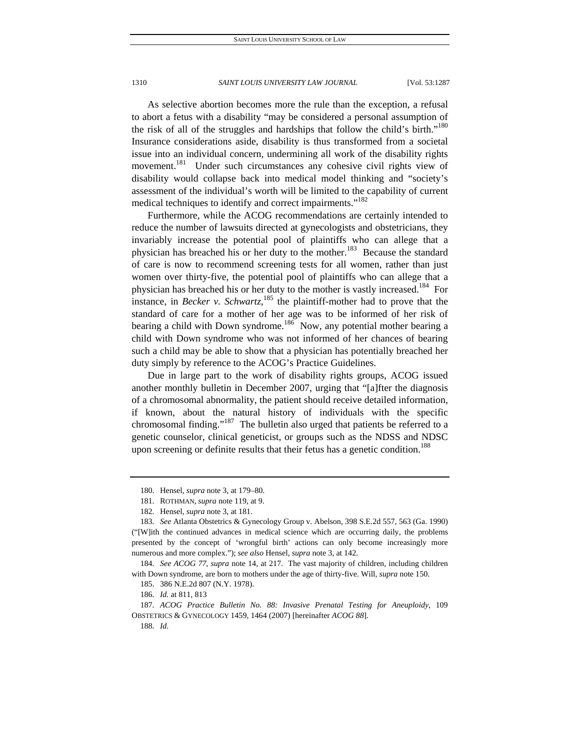As selective abortion becomes more the rule than the exception, a refusal to abort a fetus with a disability "may be considered a personal assumption of the risk of all of the struggles and hardships that follow the child's birth."[180] Insurance considerations aside, disability is thus transformed from a societal issue into an individual concern, undermining all work of the disability rights movement.[181] Under such circumstances any cohesive civil rights view of disability would collapse back into medical model thinking and "society's assessment of the individual's worth will be limited to the capability of current medical techniques to identify and correct impairments."[182]

Furthermore, while the ACOG recommendations are certainly intended to reduce the number of lawsuits directed at gynecologists and obstetricians, they invariably increase the potential pool of plaintiffs who can allege that a physician has breached his or her duty to the mother.[183] Because the standard of care is now to recommend screening tests for all women, rather than just women over thirty-five, the potential pool of plaintiffs who can allege that a physician has breached his or her duty to the mother is vastly increased.[184] For instance, in *Becker v. Schwartz*,[185] the plaintiff-mother had to prove that the standard of care for a mother of her age was to be informed of her risk of bearing a child with Down syndrome.[186] Now, any potential mother bearing a child with Down syndrome who was not informed of her chances of bearing such a child may be able to show that a physician has potentially breached her duty simply by reference to the ACOG's Practice Guidelines.

Due in large part to the work of disability rights groups, ACOG issued another monthly bulletin in December 2007, urging that "[a]fter the diagnosis of a chromosomal abnormality, the patient should receive detailed information, if known, about the natural history of individuals with the specific chromosomal finding."[187] The bulletin also urged that patients be referred to a genetic counselor, clinical geneticist, or groups such as the NDSS and NDSC upon screening or definite results that their fetus has a genetic condition.[188]

---

180. Hensel, *supra* note 3, at 179–80.

181. ROTHMAN, *supra* note 119, at 9.

182. Hensel, *supra* note 3, at 181.

183. *See* Atlanta Obstetrics & Gynecology Group v. Abelson, 398 S.E.2d 557, 563 (Ga. 1990) ("[W]ith the continued advances in medical science which are occurring daily, the problems presented by the concept of 'wrongful birth' actions can only become increasingly more numerous and more complex."); *see also* Hensel, *supra* note 3, at 142.

184. *See ACOG 77*, *supra* note 14, at 217. The vast majority of children, including children with Down syndrome, are born to mothers under the age of thirty-five. Will, *supra* note 150.

185. 386 N.E.2d 807 (N.Y. 1978).

186. *Id.* at 811, 813

187. *ACOG Practice Bulletin No. 88: Invasive Prenatal Testing for Aneuploidy*, 109 OBSTETRICS & GYNECOLOGY 1459, 1464 (2007) [hereinafter *ACOG 88*].

188. *Id.*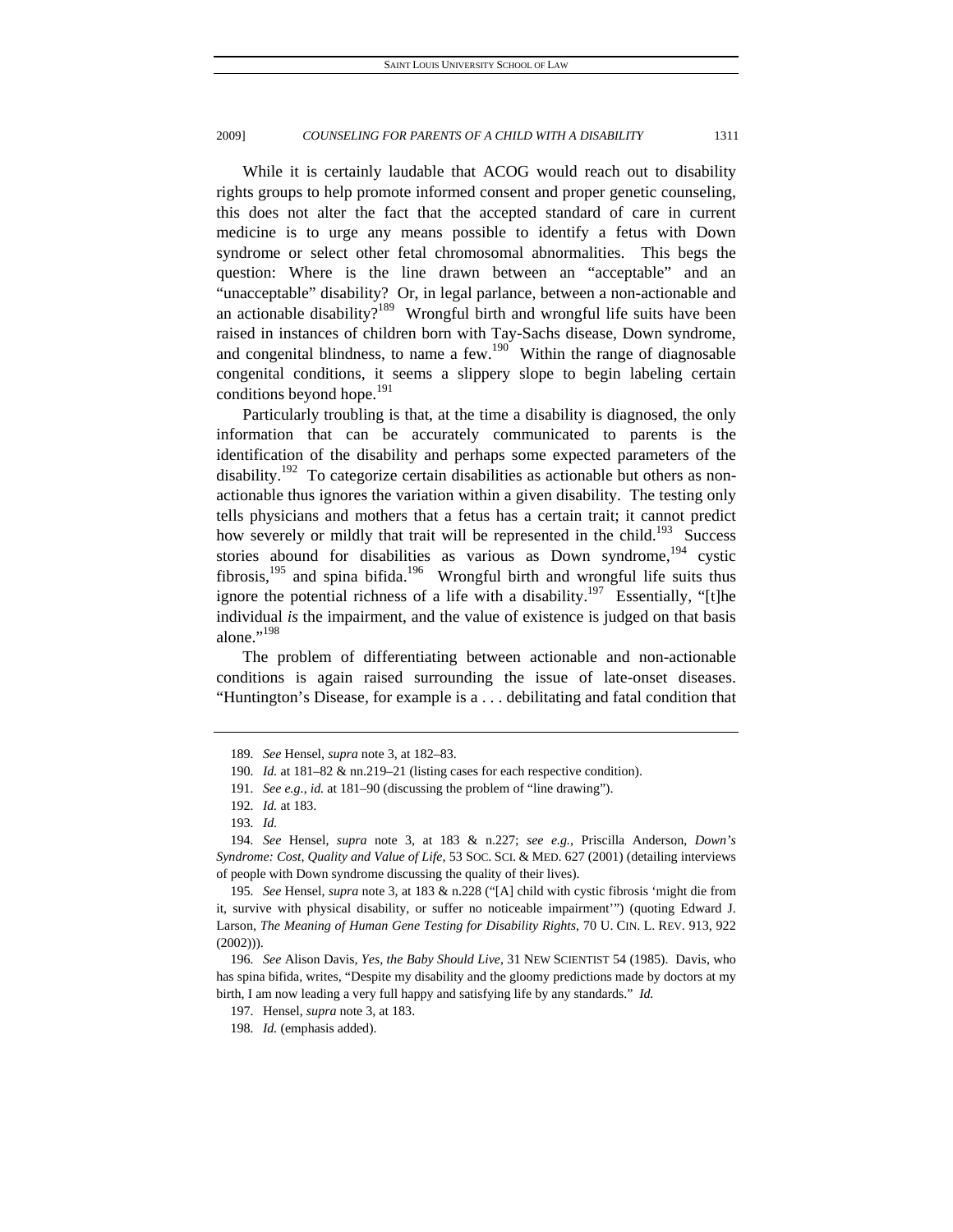While it is certainly laudable that ACOG would reach out to disability rights groups to help promote informed consent and proper genetic counseling, this does not alter the fact that the accepted standard of care in current medicine is to urge any means possible to identify a fetus with Down syndrome or select other fetal chromosomal abnormalities. This begs the question: Where is the line drawn between an "acceptable" and an "unacceptable" disability? Or, in legal parlance, between a non-actionable and an actionable disability?[189] Wrongful birth and wrongful life suits have been raised in instances of children born with Tay-Sachs disease, Down syndrome, and congenital blindness, to name a few.[190] Within the range of diagnosable congenital conditions, it seems a slippery slope to begin labeling certain conditions beyond hope.[191]

Particularly troubling is that, at the time a disability is diagnosed, the only information that can be accurately communicated to parents is the identification of the disability and perhaps some expected parameters of the disability.[192] To categorize certain disabilities as actionable but others as non-actionable thus ignores the variation within a given disability. The testing only tells physicians and mothers that a fetus has a certain trait; it cannot predict how severely or mildly that trait will be represented in the child.[193] Success stories abound for disabilities as various as Down syndrome,[194] cystic fibrosis,[195] and spina bifida.[196] Wrongful birth and wrongful life suits thus ignore the potential richness of a life with a disability.[197] Essentially, "[t]he individual *is* the impairment, and the value of existence is judged on that basis alone."[198]

The problem of differentiating between actionable and non-actionable conditions is again raised surrounding the issue of late-onset diseases. "Huntington's Disease, for example is a . . . debilitating and fatal condition that

---

189. *See* Hensel, *supra* note 3, at 182–83.

190. *Id.* at 181–82 & nn.219–21 (listing cases for each respective condition).

191. *See e.g.*, *id.* at 181–90 (discussing the problem of "line drawing").

192. *Id.* at 183.

193. *Id.*

194. *See* Hensel, *supra* note 3, at 183 & n.227; *see e.g.*, Priscilla Anderson, *Down's Syndrome: Cost, Quality and Value of Life*, 53 SOC. SCI. & MED. 627 (2001) (detailing interviews of people with Down syndrome discussing the quality of their lives).

195. *See* Hensel, *supra* note 3, at 183 & n.228 ("[A] child with cystic fibrosis 'might die from it, survive with physical disability, or suffer no noticeable impairment'") (quoting Edward J. Larson, *The Meaning of Human Gene Testing for Disability Rights*, 70 U. CIN. L. REV. 913, 922 (2002))).

196. *See* Alison Davis, *Yes, the Baby Should Live*, 31 NEW SCIENTIST 54 (1985). Davis, who has spina bifida, writes, "Despite my disability and the gloomy predictions made by doctors at my birth, I am now leading a very full happy and satisfying life by any standards." *Id.*

197. Hensel, *supra* note 3, at 183.

198. *Id.* (emphasis added).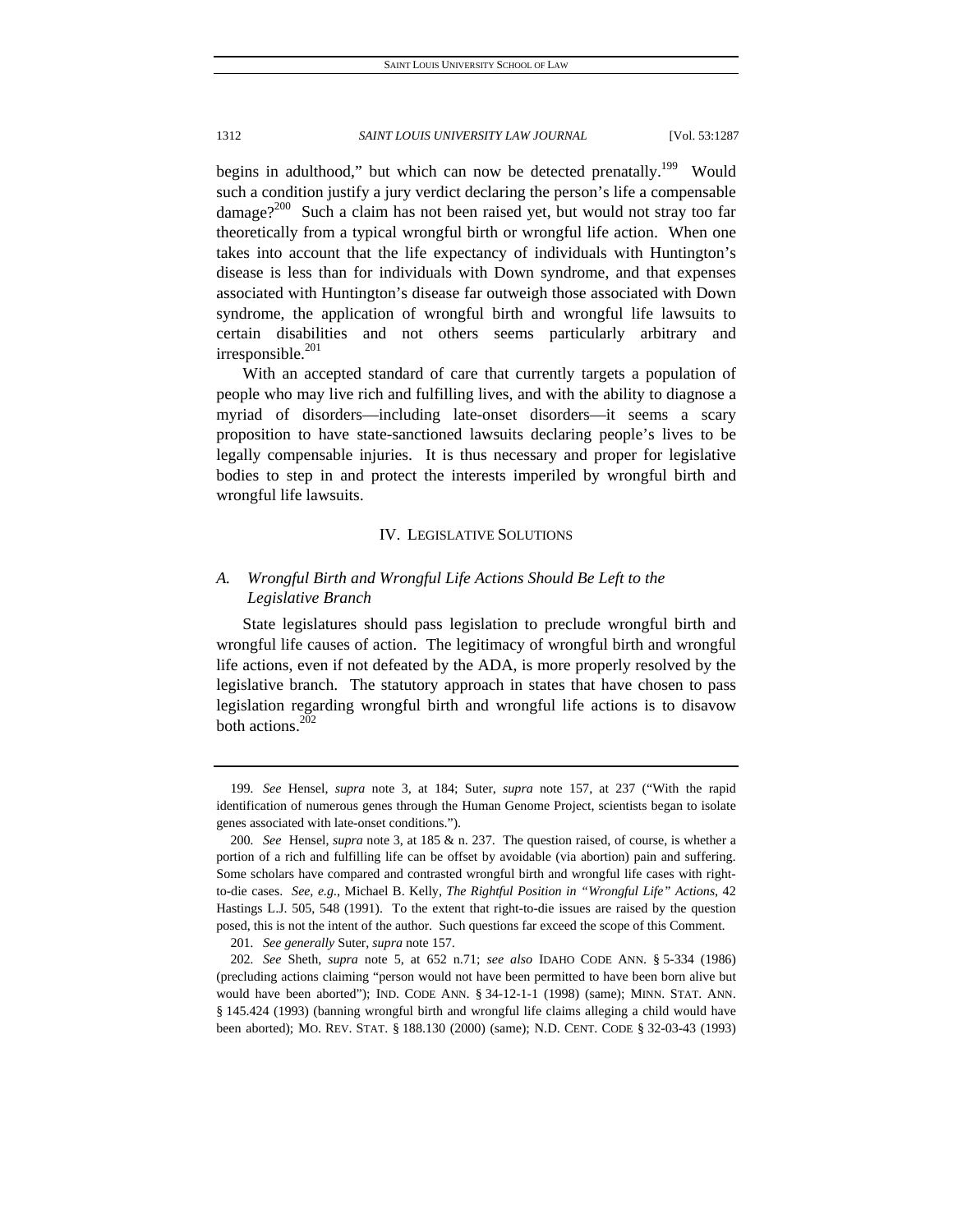begins in adulthood," but which can now be detected prenatally.[199] Would such a condition justify a jury verdict declaring the person's life a compensable damage?[200] Such a claim has not been raised yet, but would not stray too far theoretically from a typical wrongful birth or wrongful life action. When one takes into account that the life expectancy of individuals with Huntington's disease is less than for individuals with Down syndrome, and that expenses associated with Huntington's disease far outweigh those associated with Down syndrome, the application of wrongful birth and wrongful life lawsuits to certain disabilities and not others seems particularly arbitrary and irresponsible.[201]

With an accepted standard of care that currently targets a population of people who may live rich and fulfilling lives, and with the ability to diagnose a myriad of disorders—including late-onset disorders—it seems a scary proposition to have state-sanctioned lawsuits declaring people's lives to be legally compensable injuries. It is thus necessary and proper for legislative bodies to step in and protect the interests imperiled by wrongful birth and wrongful life lawsuits.

## IV. Legislative Solutions

### A. *Wrongful Birth and Wrongful Life Actions Should Be Left to the Legislative Branch*

State legislatures should pass legislation to preclude wrongful birth and wrongful life causes of action. The legitimacy of wrongful birth and wrongful life actions, even if not defeated by the ADA, is more properly resolved by the legislative branch. The statutory approach in states that have chosen to pass legislation regarding wrongful birth and wrongful life actions is to disavow both actions.[202]

---

199. *See* Hensel, *supra* note 3, at 184; Suter, *supra* note 157, at 237 ("With the rapid identification of numerous genes through the Human Genome Project, scientists began to isolate genes associated with late-onset conditions.").

200. *See* Hensel, *supra* note 3, at 185 & n. 237. The question raised, of course, is whether a portion of a rich and fulfilling life can be offset by avoidable (via abortion) pain and suffering. Some scholars have compared and contrasted wrongful birth and wrongful life cases with right-to-die cases. *See, e.g.*, Michael B. Kelly, *The Rightful Position in "Wrongful Life" Actions*, 42 Hastings L.J. 505, 548 (1991). To the extent that right-to-die issues are raised by the question posed, this is not the intent of the author. Such questions far exceed the scope of this Comment.

201. *See generally* Suter, *supra* note 157.

202. *See* Sheth, *supra* note 5, at 652 n.71; *see also* IDAHO CODE ANN. § 5-334 (1986) (precluding actions claiming "person would not have been permitted to have been born alive but would have been aborted"); IND. CODE ANN. § 34-12-1-1 (1998) (same); MINN. STAT. ANN. § 145.424 (1993) (banning wrongful birth and wrongful life claims alleging a child would have been aborted); MO. REV. STAT. § 188.130 (2000) (same); N.D. CENT. CODE § 32-03-43 (1993)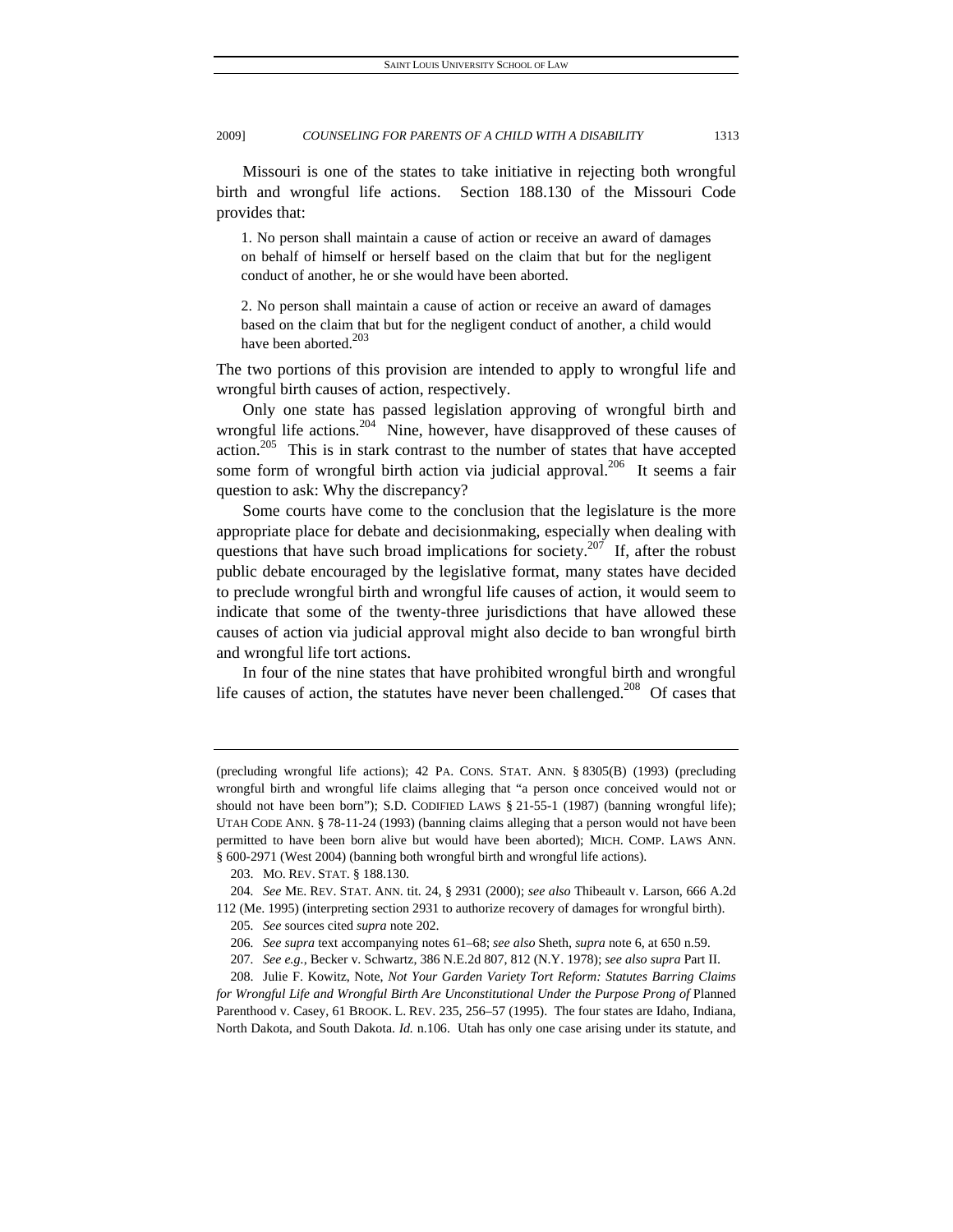Missouri is one of the states to take initiative in rejecting both wrongful birth and wrongful life actions. Section 188.130 of the Missouri Code provides that:

> 1. No person shall maintain a cause of action or receive an award of damages on behalf of himself or herself based on the claim that but for the negligent conduct of another, he or she would have been aborted.
>
> 2. No person shall maintain a cause of action or receive an award of damages based on the claim that but for the negligent conduct of another, a child would have been aborted.[203]

The two portions of this provision are intended to apply to wrongful life and wrongful birth causes of action, respectively.

Only one state has passed legislation approving of wrongful birth and wrongful life actions.[204] Nine, however, have disapproved of these causes of action.[205] This is in stark contrast to the number of states that have accepted some form of wrongful birth action via judicial approval.[206] It seems a fair question to ask: Why the discrepancy?

Some courts have come to the conclusion that the legislature is the more appropriate place for debate and decisionmaking, especially when dealing with questions that have such broad implications for society.[207] If, after the robust public debate encouraged by the legislative format, many states have decided to preclude wrongful birth and wrongful life causes of action, it would seem to indicate that some of the twenty-three jurisdictions that have allowed these causes of action via judicial approval might also decide to ban wrongful birth and wrongful life tort actions.

In four of the nine states that have prohibited wrongful birth and wrongful life causes of action, the statutes have never been challenged.[208] Of cases that

---

(precluding wrongful life actions); 42 PA. CONS. STAT. ANN. § 8305(B) (1993) (precluding wrongful birth and wrongful life claims alleging that "a person once conceived would not or should not have been born"); S.D. CODIFIED LAWS § 21-55-1 (1987) (banning wrongful life); UTAH CODE ANN. § 78-11-24 (1993) (banning claims alleging that a person would not have been permitted to have been born alive but would have been aborted); MICH. COMP. LAWS ANN. § 600-2971 (West 2004) (banning both wrongful birth and wrongful life actions).

203. MO. REV. STAT. § 188.130.

204. *See* ME. REV. STAT. ANN. tit. 24, § 2931 (2000); *see also* Thibeault v. Larson, 666 A.2d 112 (Me. 1995) (interpreting section 2931 to authorize recovery of damages for wrongful birth).

205. *See* sources cited *supra* note 202.

206. *See supra* text accompanying notes 61–68; *see also* Sheth, *supra* note 6, at 650 n.59.

207. *See e.g.*, Becker v. Schwartz, 386 N.E.2d 807, 812 (N.Y. 1978); *see also supra* Part II.

208. Julie F. Kowitz, Note, *Not Your Garden Variety Tort Reform: Statutes Barring Claims for Wrongful Life and Wrongful Birth Are Unconstitutional Under the Purpose Prong of* Planned Parenthood v. Casey, 61 BROOK. L. REV. 235, 256–57 (1995). The four states are Idaho, Indiana, North Dakota, and South Dakota. *Id.* n.106. Utah has only one case arising under its statute, and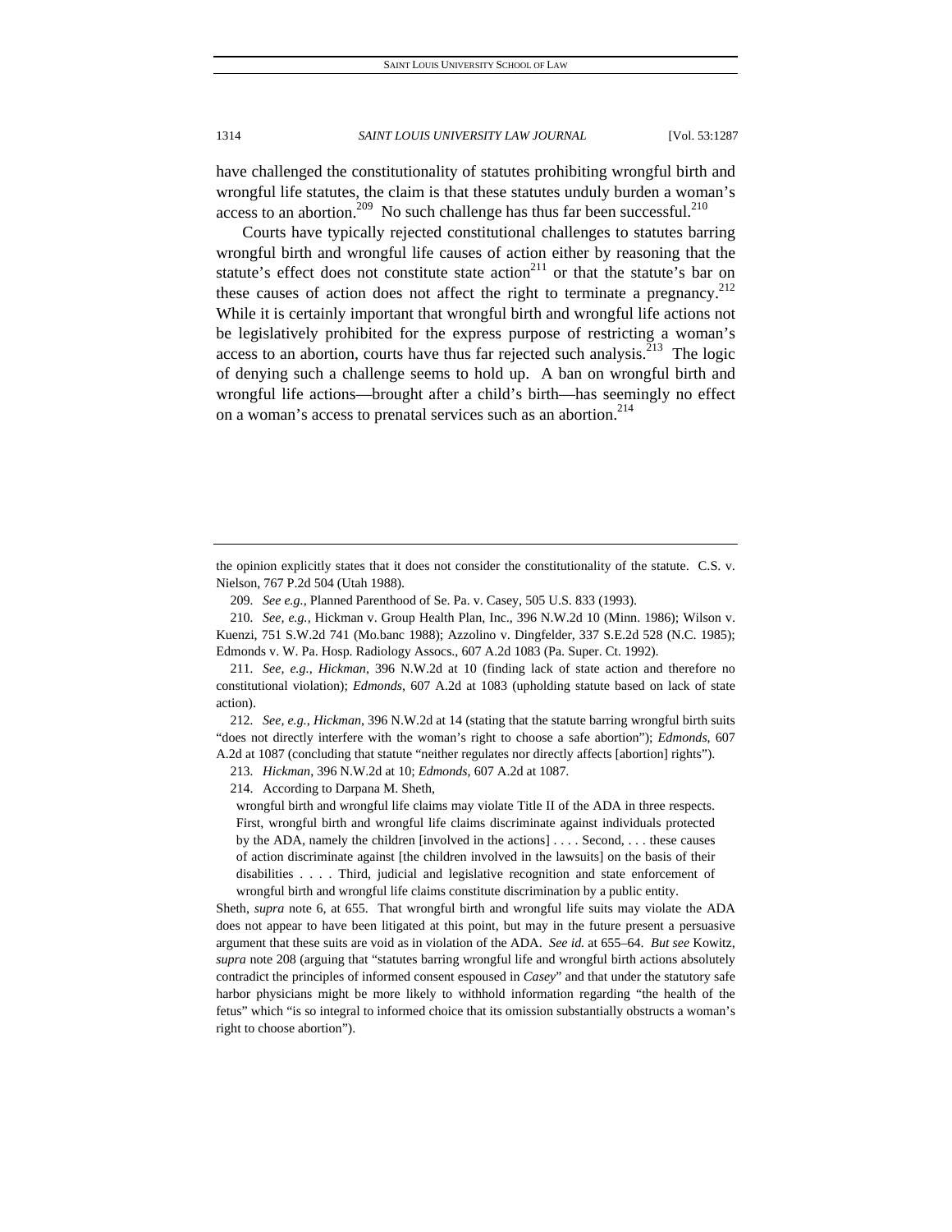have challenged the constitutionality of statutes prohibiting wrongful birth and wrongful life statutes, the claim is that these statutes unduly burden a woman's access to an abortion.[209] No such challenge has thus far been successful.[210]

Courts have typically rejected constitutional challenges to statutes barring wrongful birth and wrongful life causes of action either by reasoning that the statute's effect does not constitute state action[211] or that the statute's bar on these causes of action does not affect the right to terminate a pregnancy.[212] While it is certainly important that wrongful birth and wrongful life actions not be legislatively prohibited for the express purpose of restricting a woman's access to an abortion, courts have thus far rejected such analysis.[213] The logic of denying such a challenge seems to hold up. A ban on wrongful birth and wrongful life actions—brought after a child's birth—has seemingly no effect on a woman's access to prenatal services such as an abortion.[214]

---

the opinion explicitly states that it does not consider the constitutionality of the statute. C.S. v. Nielson, 767 P.2d 504 (Utah 1988).

209. *See e.g.*, Planned Parenthood of Se. Pa. v. Casey, 505 U.S. 833 (1993).

210. *See, e.g.*, Hickman v. Group Health Plan, Inc., 396 N.W.2d 10 (Minn. 1986); Wilson v. Kuenzi, 751 S.W.2d 741 (Mo.banc 1988); Azzolino v. Dingfelder, 337 S.E.2d 528 (N.C. 1985); Edmonds v. W. Pa. Hosp. Radiology Assocs., 607 A.2d 1083 (Pa. Super. Ct. 1992).

211. *See, e.g.*, *Hickman*, 396 N.W.2d at 10 (finding lack of state action and therefore no constitutional violation); *Edmonds*, 607 A.2d at 1083 (upholding statute based on lack of state action).

212. *See, e.g.*, *Hickman*, 396 N.W.2d at 14 (stating that the statute barring wrongful birth suits "does not directly interfere with the woman's right to choose a safe abortion"); *Edmonds*, 607 A.2d at 1087 (concluding that statute "neither regulates nor directly affects [abortion] rights").

213. *Hickman*, 396 N.W.2d at 10; *Edmonds*, 607 A.2d at 1087.

214. According to Darpana M. Sheth,

> wrongful birth and wrongful life claims may violate Title II of the ADA in three respects. First, wrongful birth and wrongful life claims discriminate against individuals protected by the ADA, namely the children [involved in the actions] . . . . Second, . . . these causes of action discriminate against [the children involved in the lawsuits] on the basis of their disabilities . . . . Third, judicial and legislative recognition and state enforcement of wrongful birth and wrongful life claims constitute discrimination by a public entity.

Sheth, *supra* note 6, at 655. That wrongful birth and wrongful life suits may violate the ADA does not appear to have been litigated at this point, but may in the future present a persuasive argument that these suits are void as in violation of the ADA. *See id.* at 655–64. *But see* Kowitz, *supra* note 208 (arguing that "statutes barring wrongful life and wrongful birth actions absolutely contradict the principles of informed consent espoused in *Casey*" and that under the statutory safe harbor physicians might be more likely to withhold information regarding "the health of the fetus" which "is so integral to informed choice that its omission substantially obstructs a woman's right to choose abortion").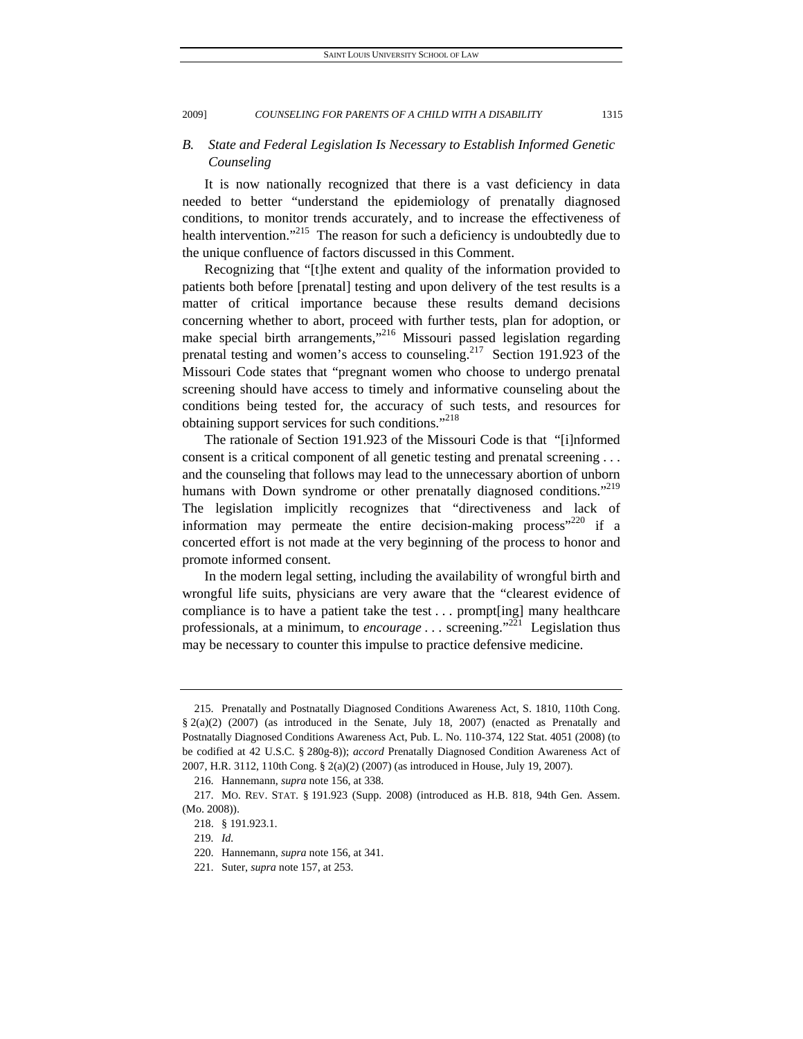## *B. State and Federal Legislation Is Necessary to Establish Informed Genetic Counseling*

It is now nationally recognized that there is a vast deficiency in data needed to better "understand the epidemiology of prenatally diagnosed conditions, to monitor trends accurately, and to increase the effectiveness of health intervention."[215] The reason for such a deficiency is undoubtedly due to the unique confluence of factors discussed in this Comment.

Recognizing that "[t]he extent and quality of the information provided to patients both before [prenatal] testing and upon delivery of the test results is a matter of critical importance because these results demand decisions concerning whether to abort, proceed with further tests, plan for adoption, or make special birth arrangements,"[216] Missouri passed legislation regarding prenatal testing and women's access to counseling.[217] Section 191.923 of the Missouri Code states that "pregnant women who choose to undergo prenatal screening should have access to timely and informative counseling about the conditions being tested for, the accuracy of such tests, and resources for obtaining support services for such conditions."[218]

The rationale of Section 191.923 of the Missouri Code is that "[i]nformed consent is a critical component of all genetic testing and prenatal screening . . . and the counseling that follows may lead to the unnecessary abortion of unborn humans with Down syndrome or other prenatally diagnosed conditions."[219] The legislation implicitly recognizes that "directiveness and lack of information may permeate the entire decision-making process"[220] if a concerted effort is not made at the very beginning of the process to honor and promote informed consent.

In the modern legal setting, including the availability of wrongful birth and wrongful life suits, physicians are very aware that the "clearest evidence of compliance is to have a patient take the test . . . prompt[ing] many healthcare professionals, at a minimum, to *encourage* . . . screening."[221] Legislation thus may be necessary to counter this impulse to practice defensive medicine.

---

215. Prenatally and Postnatally Diagnosed Conditions Awareness Act, S. 1810, 110th Cong. § 2(a)(2) (2007) (as introduced in the Senate, July 18, 2007) (enacted as Prenatally and Postnatally Diagnosed Conditions Awareness Act, Pub. L. No. 110-374, 122 Stat. 4051 (2008) (to be codified at 42 U.S.C. § 280g-8)); *accord* Prenatally Diagnosed Condition Awareness Act of 2007, H.R. 3112, 110th Cong. § 2(a)(2) (2007) (as introduced in House, July 19, 2007).

216. Hannemann, *supra* note 156, at 338.

217. MO. REV. STAT. § 191.923 (Supp. 2008) (introduced as H.B. 818, 94th Gen. Assem. (Mo. 2008)).

218. § 191.923.1.

219. *Id.*

220. Hannemann, *supra* note 156, at 341.

221. Suter, *supra* note 157, at 253.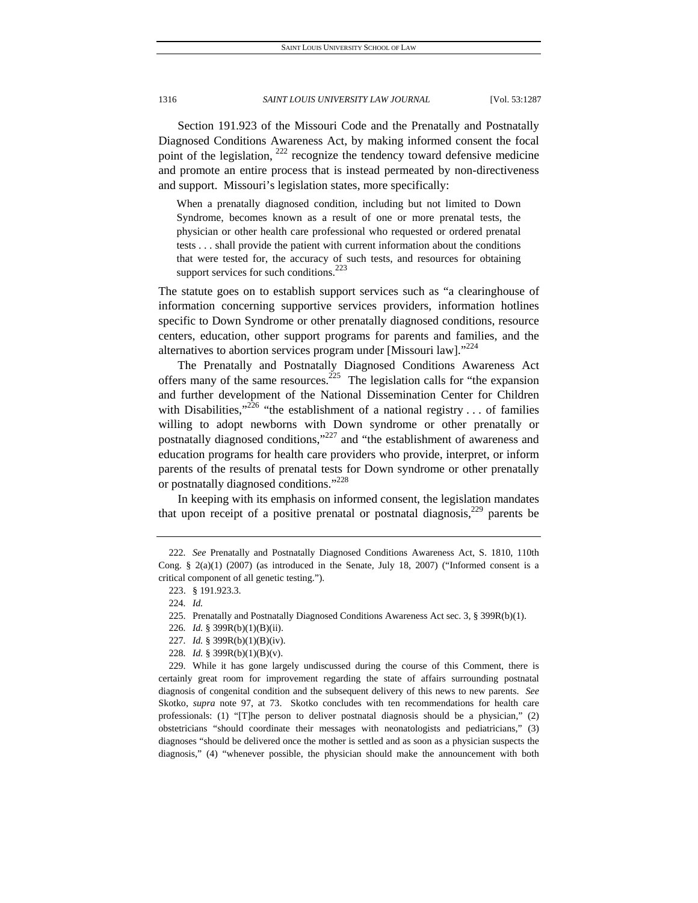Section 191.923 of the Missouri Code and the Prenatally and Postnatally Diagnosed Conditions Awareness Act, by making informed consent the focal point of the legislation, [222] recognize the tendency toward defensive medicine and promote an entire process that is instead permeated by non-directiveness and support. Missouri's legislation states, more specifically:

> When a prenatally diagnosed condition, including but not limited to Down Syndrome, becomes known as a result of one or more prenatal tests, the physician or other health care professional who requested or ordered prenatal tests . . . shall provide the patient with current information about the conditions that were tested for, the accuracy of such tests, and resources for obtaining support services for such conditions.[223]

The statute goes on to establish support services such as "a clearinghouse of information concerning supportive services providers, information hotlines specific to Down Syndrome or other prenatally diagnosed conditions, resource centers, education, other support programs for parents and families, and the alternatives to abortion services program under [Missouri law]."[224]

The Prenatally and Postnatally Diagnosed Conditions Awareness Act offers many of the same resources.[225] The legislation calls for "the expansion and further development of the National Dissemination Center for Children with Disabilities,"[226] "the establishment of a national registry . . . of families willing to adopt newborns with Down syndrome or other prenatally or postnatally diagnosed conditions,"[227] and "the establishment of awareness and education programs for health care providers who provide, interpret, or inform parents of the results of prenatal tests for Down syndrome or other prenatally or postnatally diagnosed conditions."[228]

In keeping with its emphasis on informed consent, the legislation mandates that upon receipt of a positive prenatal or postnatal diagnosis,[229] parents be

---

222. *See* Prenatally and Postnatally Diagnosed Conditions Awareness Act, S. 1810, 110th Cong. § 2(a)(1) (2007) (as introduced in the Senate, July 18, 2007) ("Informed consent is a critical component of all genetic testing.").

223. § 191.923.3.

224. *Id.*

225. Prenatally and Postnatally Diagnosed Conditions Awareness Act sec. 3, § 399R(b)(1).

226. *Id.* § 399R(b)(1)(B)(ii).

227. *Id.* § 399R(b)(1)(B)(iv).

228. *Id.* § 399R(b)(1)(B)(v).

229. While it has gone largely undiscussed during the course of this Comment, there is certainly great room for improvement regarding the state of affairs surrounding postnatal diagnosis of congenital condition and the subsequent delivery of this news to new parents. *See* Skotko, *supra* note 97, at 73. Skotko concludes with ten recommendations for health care professionals: (1) "[T]he person to deliver postnatal diagnosis should be a physician," (2) obstetricians "should coordinate their messages with neonatologists and pediatricians," (3) diagnoses "should be delivered once the mother is settled and as soon as a physician suspects the diagnosis," (4) "whenever possible, the physician should make the announcement with both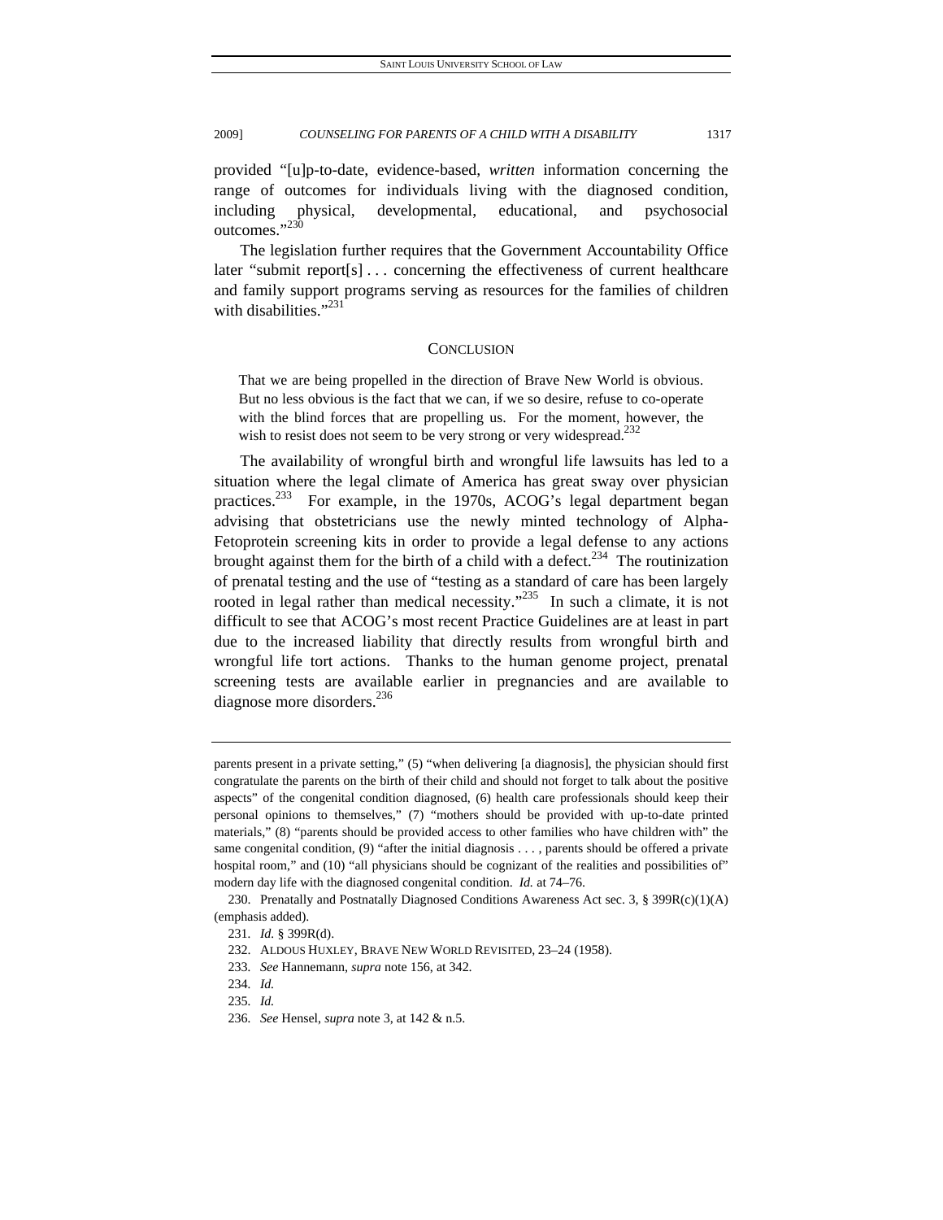provided "[u]p-to-date, evidence-based, *written* information concerning the range of outcomes for individuals living with the diagnosed condition, including physical, developmental, educational, and psychosocial outcomes."[230]

The legislation further requires that the Government Accountability Office later "submit report[s] . . . concerning the effectiveness of current healthcare and family support programs serving as resources for the families of children with disabilities."[231]

## CONCLUSION

> That we are being propelled in the direction of Brave New World is obvious. But no less obvious is the fact that we can, if we so desire, refuse to co-operate with the blind forces that are propelling us. For the moment, however, the wish to resist does not seem to be very strong or very widespread.[232]

The availability of wrongful birth and wrongful life lawsuits has led to a situation where the legal climate of America has great sway over physician practices.[233] For example, in the 1970s, ACOG's legal department began advising that obstetricians use the newly minted technology of Alpha-Fetoprotein screening kits in order to provide a legal defense to any actions brought against them for the birth of a child with a defect.[234] The routinization of prenatal testing and the use of "testing as a standard of care has been largely rooted in legal rather than medical necessity."[235] In such a climate, it is not difficult to see that ACOG's most recent Practice Guidelines are at least in part due to the increased liability that directly results from wrongful birth and wrongful life tort actions. Thanks to the human genome project, prenatal screening tests are available earlier in pregnancies and are available to diagnose more disorders.[236]

---

parents present in a private setting," (5) "when delivering [a diagnosis], the physician should first congratulate the parents on the birth of their child and should not forget to talk about the positive aspects" of the congenital condition diagnosed, (6) health care professionals should keep their personal opinions to themselves," (7) "mothers should be provided with up-to-date printed materials," (8) "parents should be provided access to other families who have children with" the same congenital condition, (9) "after the initial diagnosis . . . , parents should be offered a private hospital room," and (10) "all physicians should be cognizant of the realities and possibilities of" modern day life with the diagnosed congenital condition. *Id.* at 74–76.

230. Prenatally and Postnatally Diagnosed Conditions Awareness Act sec. 3, § 399R(c)(1)(A) (emphasis added).

231. *Id.* § 399R(d).

232. ALDOUS HUXLEY, BRAVE NEW WORLD REVISITED, 23–24 (1958).

233. *See* Hannemann, *supra* note 156, at 342.

234. *Id.*

235. *Id.*

236. *See* Hensel, *supra* note 3, at 142 & n.5.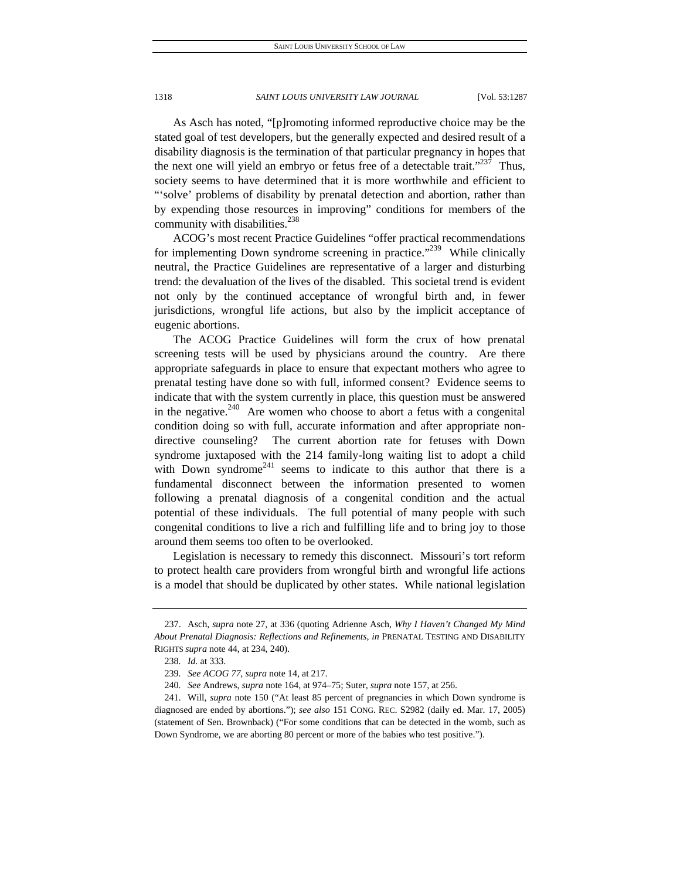As Asch has noted, "[p]romoting informed reproductive choice may be the stated goal of test developers, but the generally expected and desired result of a disability diagnosis is the termination of that particular pregnancy in hopes that the next one will yield an embryo or fetus free of a detectable trait."[237] Thus, society seems to have determined that it is more worthwhile and efficient to "'solve' problems of disability by prenatal detection and abortion, rather than by expending those resources in improving" conditions for members of the community with disabilities.[238]

ACOG's most recent Practice Guidelines "offer practical recommendations for implementing Down syndrome screening in practice."[239] While clinically neutral, the Practice Guidelines are representative of a larger and disturbing trend: the devaluation of the lives of the disabled. This societal trend is evident not only by the continued acceptance of wrongful birth and, in fewer jurisdictions, wrongful life actions, but also by the implicit acceptance of eugenic abortions.

The ACOG Practice Guidelines will form the crux of how prenatal screening tests will be used by physicians around the country. Are there appropriate safeguards in place to ensure that expectant mothers who agree to prenatal testing have done so with full, informed consent? Evidence seems to indicate that with the system currently in place, this question must be answered in the negative.[240] Are women who choose to abort a fetus with a congenital condition doing so with full, accurate information and after appropriate non-directive counseling? The current abortion rate for fetuses with Down syndrome juxtaposed with the 214 family-long waiting list to adopt a child with Down syndrome[241] seems to indicate to this author that there is a fundamental disconnect between the information presented to women following a prenatal diagnosis of a congenital condition and the actual potential of these individuals. The full potential of many people with such congenital conditions to live a rich and fulfilling life and to bring joy to those around them seems too often to be overlooked.

Legislation is necessary to remedy this disconnect. Missouri's tort reform to protect health care providers from wrongful birth and wrongful life actions is a model that should be duplicated by other states. While national legislation

---

237. Asch, *supra* note 27, at 336 (quoting Adrienne Asch, *Why I Haven't Changed My Mind About Prenatal Diagnosis: Reflections and Refinements*, *in* PRENATAL TESTING AND DISABILITY RIGHTS *supra* note 44, at 234, 240).

238. *Id.* at 333.

239. *See ACOG 77*, *supra* note 14, at 217.

240. *See* Andrews, *supra* note 164, at 974–75; Suter, *supra* note 157, at 256.

241. Will, *supra* note 150 ("At least 85 percent of pregnancies in which Down syndrome is diagnosed are ended by abortions."); *see also* 151 CONG. REC. S2982 (daily ed. Mar. 17, 2005) (statement of Sen. Brownback) ("For some conditions that can be detected in the womb, such as Down Syndrome, we are aborting 80 percent or more of the babies who test positive.").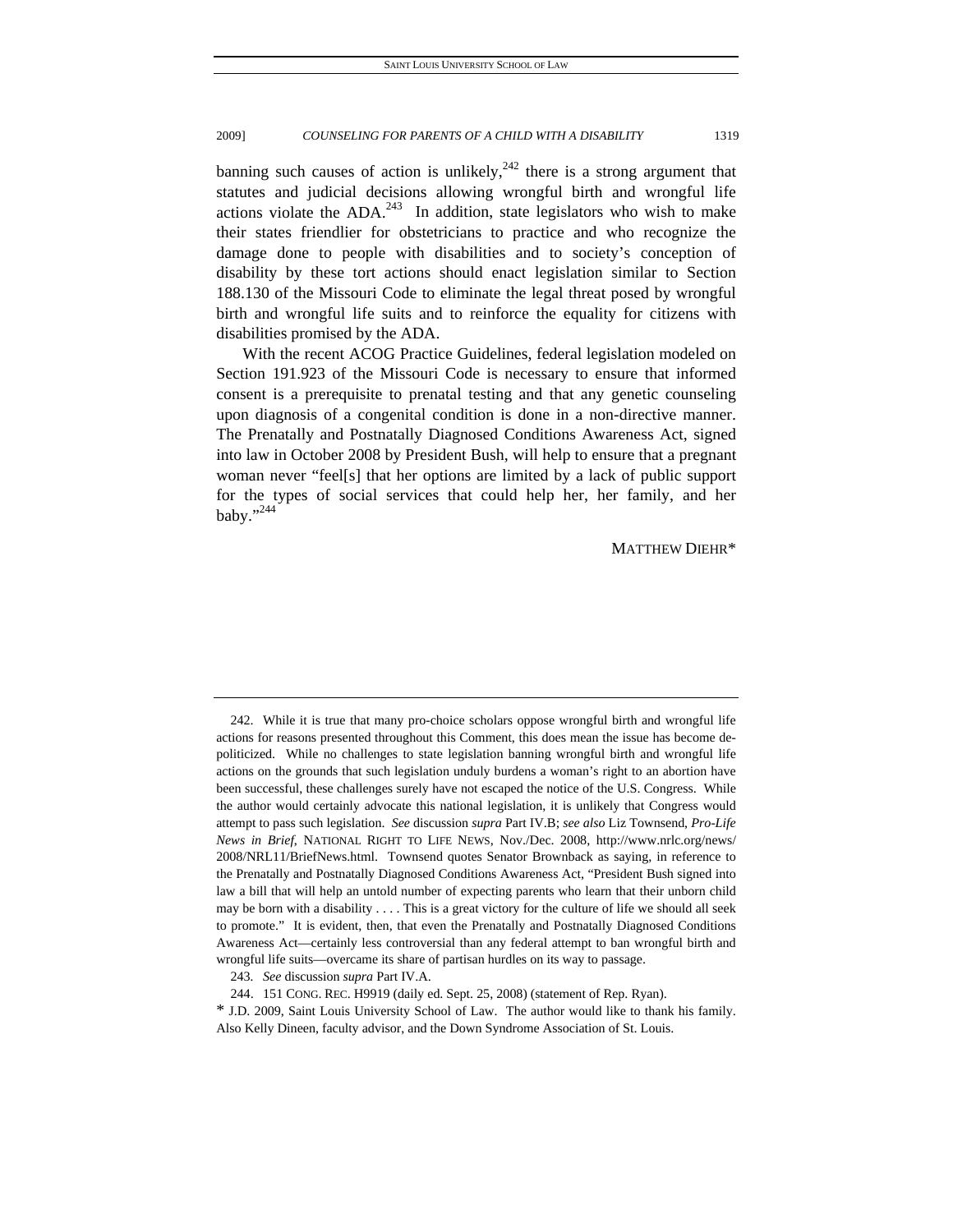banning such causes of action is unlikely,[242] there is a strong argument that statutes and judicial decisions allowing wrongful birth and wrongful life actions violate the ADA.[243] In addition, state legislators who wish to make their states friendlier for obstetricians to practice and who recognize the damage done to people with disabilities and to society's conception of disability by these tort actions should enact legislation similar to Section 188.130 of the Missouri Code to eliminate the legal threat posed by wrongful birth and wrongful life suits and to reinforce the equality for citizens with disabilities promised by the ADA.

With the recent ACOG Practice Guidelines, federal legislation modeled on Section 191.923 of the Missouri Code is necessary to ensure that informed consent is a prerequisite to prenatal testing and that any genetic counseling upon diagnosis of a congenital condition is done in a non-directive manner. The Prenatally and Postnatally Diagnosed Conditions Awareness Act, signed into law in October 2008 by President Bush, will help to ensure that a pregnant woman never "feel[s] that her options are limited by a lack of public support for the types of social services that could help her, her family, and her baby."[244]

MATTHEW DIEHR*

---

242. While it is true that many pro-choice scholars oppose wrongful birth and wrongful life actions for reasons presented throughout this Comment, this does mean the issue has become de-politicized. While no challenges to state legislation banning wrongful birth and wrongful life actions on the grounds that such legislation unduly burdens a woman's right to an abortion have been successful, these challenges surely have not escaped the notice of the U.S. Congress. While the author would certainly advocate this national legislation, it is unlikely that Congress would attempt to pass such legislation. *See* discussion *supra* Part IV.B; *see also* Liz Townsend, *Pro-Life News in Brief*, NATIONAL RIGHT TO LIFE NEWS, Nov./Dec. 2008, http://www.nrlc.org/news/2008/NRL11/BriefNews.html. Townsend quotes Senator Brownback as saying, in reference to the Prenatally and Postnatally Diagnosed Conditions Awareness Act, "President Bush signed into law a bill that will help an untold number of expecting parents who learn that their unborn child may be born with a disability . . . . This is a great victory for the culture of life we should all seek to promote." It is evident, then, that even the Prenatally and Postnatally Diagnosed Conditions Awareness Act—certainly less controversial than any federal attempt to ban wrongful birth and wrongful life suits—overcame its share of partisan hurdles on its way to passage.

243. *See* discussion *supra* Part IV.A.

244. 151 CONG. REC. H9919 (daily ed. Sept. 25, 2008) (statement of Rep. Ryan).

* J.D. 2009, Saint Louis University School of Law. The author would like to thank his family. Also Kelly Dineen, faculty advisor, and the Down Syndrome Association of St. Louis.